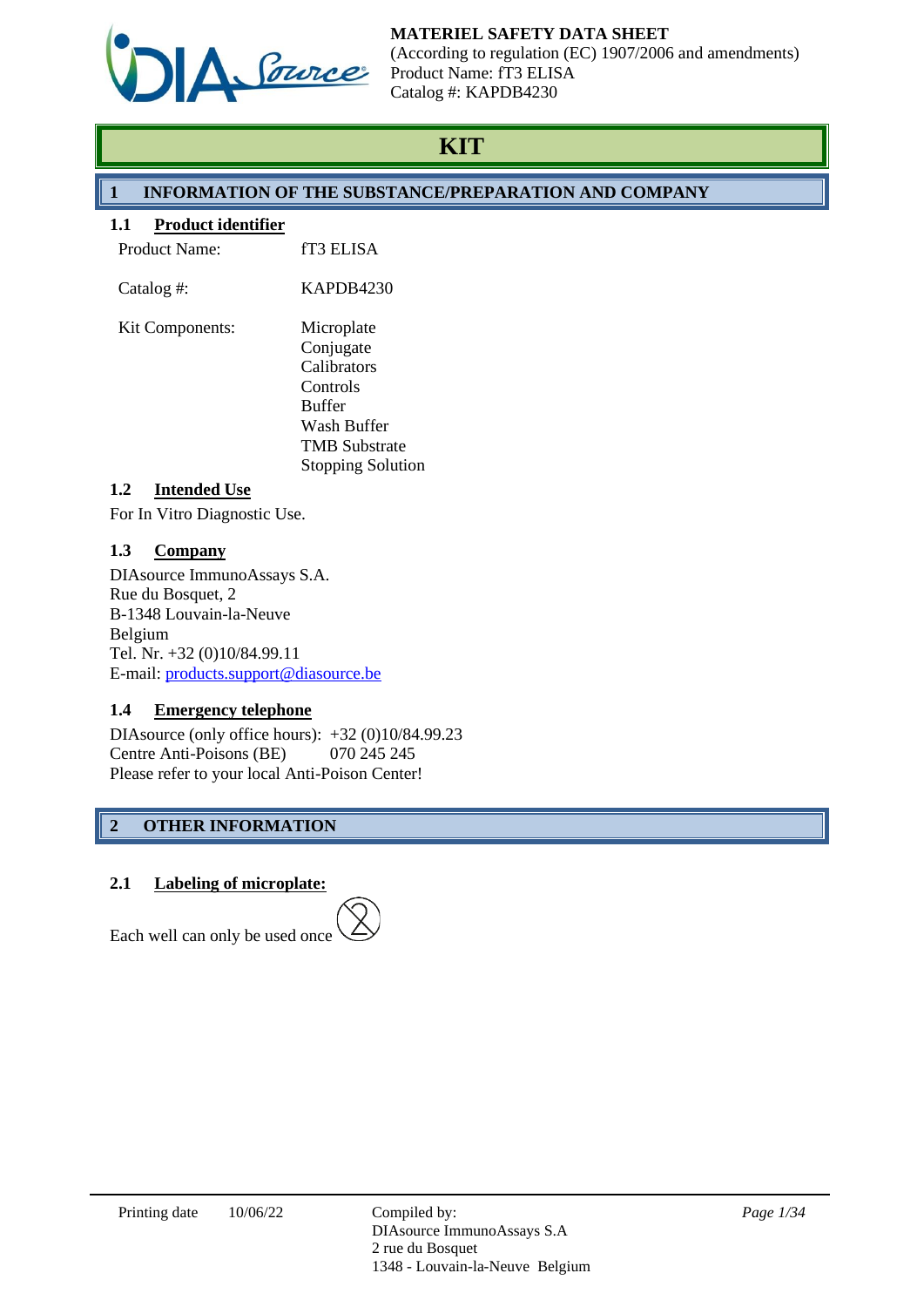**MATERIEL SAFETY DATA SHEET**
(According to regulation (EC) 1907/2006 and amendments)
Product Name: fT3 ELISA
Catalog #: KAPDB4230

# KIT

## 1 INFORMATION OF THE SUBSTANCE/PREPARATION AND COMPANY

### 1.1 Product identifier

| | |
|---|---|
| Product Name: | fT3 ELISA |
| Catalog #: | KAPDB4230 |
| Kit Components: | Microplate<br>Conjugate<br>Calibrators<br>Controls<br>Buffer<br>Wash Buffer<br>TMB Substrate<br>Stopping Solution |

### 1.2 Intended Use

For In Vitro Diagnostic Use.

### 1.3 Company

DIAsource ImmunoAssays S.A.
Rue du Bosquet, 2
B-1348 Louvain-la-Neuve
Belgium
Tel. Nr. +32 (0)10/84.99.11
E-mail: products.support@diasource.be

### 1.4 Emergency telephone

DIAsource (only office hours): +32 (0)10/84.99.23
Centre Anti-Poisons (BE) 070 245 245
Please refer to your local Anti-Poison Center!

## 2 OTHER INFORMATION

### 2.1 Labeling of microplate:

Each well can only be used once

Printing date 10/06/22

Compiled by:
DIAsource ImmunoAssays S.A
2 rue du Bosquet
1348 - Louvain-la-Neuve Belgium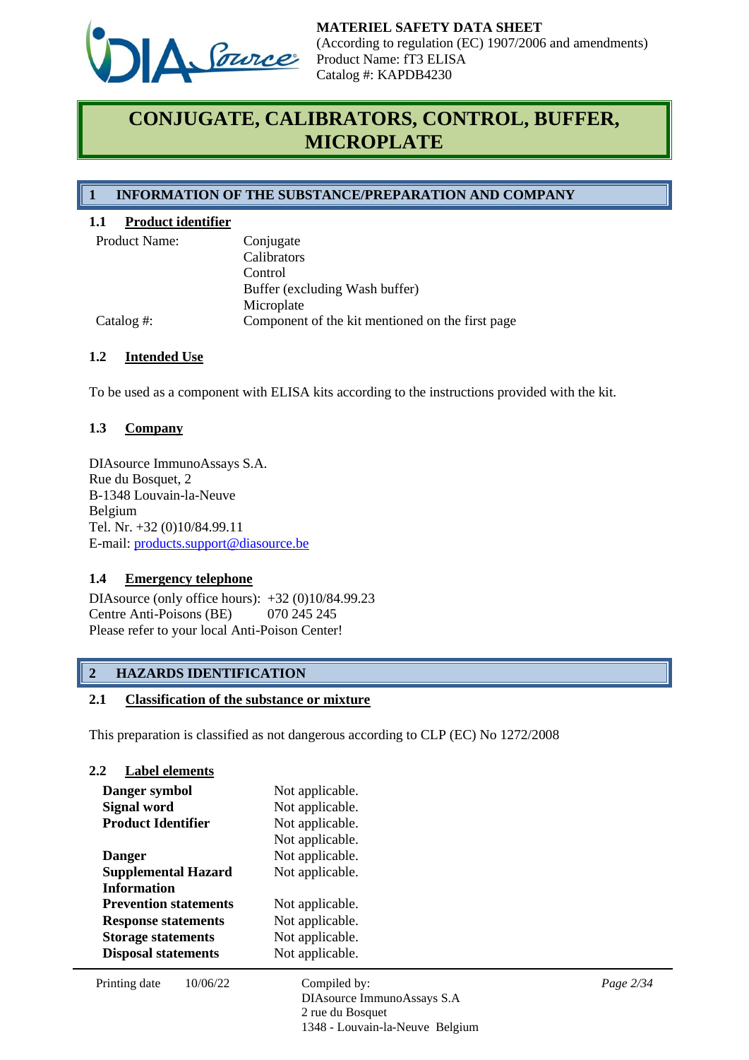MATERIEL SAFETY DATA SHEET
(According to regulation (EC) 1907/2006 and amendments)
Product Name: fT3 ELISA
Catalog #: KAPDB4230

# CONJUGATE, CALIBRATORS, CONTROL, BUFFER, MICROPLATE

## 1 INFORMATION OF THE SUBSTANCE/PREPARATION AND COMPANY

### 1.1 Product identifier

| | |
|---|---|
| Product Name: | Conjugate<br>Calibrators<br>Control<br>Buffer (excluding Wash buffer)<br>Microplate |
| Catalog #: | Component of the kit mentioned on the first page |

### 1.2 Intended Use

To be used as a component with ELISA kits according to the instructions provided with the kit.

### 1.3 Company

DIAsource ImmunoAssays S.A.
Rue du Bosquet, 2
B-1348 Louvain-la-Neuve
Belgium
Tel. Nr. +32 (0)10/84.99.11
E-mail: products.support@diasource.be

### 1.4 Emergency telephone

DIAsource (only office hours): +32 (0)10/84.99.23
Centre Anti-Poisons (BE) 070 245 245
Please refer to your local Anti-Poison Center!

## 2 HAZARDS IDENTIFICATION

### 2.1 Classification of the substance or mixture

This preparation is classified as not dangerous according to CLP (EC) No 1272/2008

### 2.2 Label elements

| | |
|---|---|
| **Danger symbol** | Not applicable. |
| **Signal word** | Not applicable. |
| **Product Identifier** | Not applicable. |
| | Not applicable. |
| **Danger** | Not applicable. |
| **Supplemental Hazard Information** | Not applicable. |
| **Prevention statements** | Not applicable. |
| **Response statements** | Not applicable. |
| **Storage statements** | Not applicable. |
| **Disposal statements** | Not applicable. |

Printing date 10/06/22 | Compiled by: DIAsource ImmunoAssays S.A, 2 rue du Bosquet, 1348 - Louvain-la-Neuve Belgium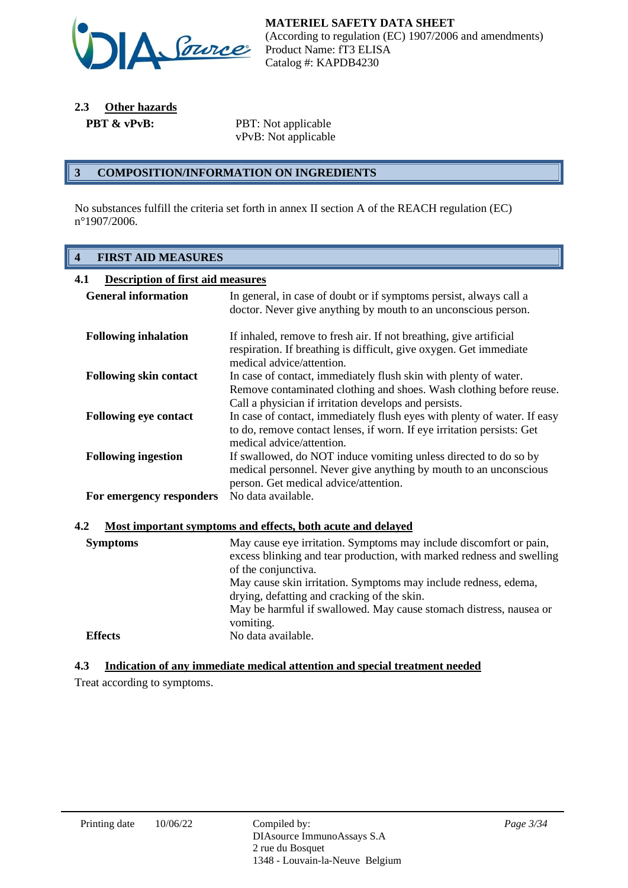### 2.3 Other hazards

| | |
|---|---|
| **PBT & vPvB:** | PBT: Not applicable<br>vPvB: Not applicable |

## 3 COMPOSITION/INFORMATION ON INGREDIENTS

No substances fulfill the criteria set forth in annex II section A of the REACH regulation (EC) n°1907/2006.

## 4 FIRST AID MEASURES

### 4.1 Description of first aid measures

| | |
|---|---|
| **General information** | In general, in case of doubt or if symptoms persist, always call a doctor. Never give anything by mouth to an unconscious person. |
| **Following inhalation** | If inhaled, remove to fresh air. If not breathing, give artificial respiration. If breathing is difficult, give oxygen. Get immediate medical advice/attention. |
| **Following skin contact** | In case of contact, immediately flush skin with plenty of water. Remove contaminated clothing and shoes. Wash clothing before reuse. Call a physician if irritation develops and persists. |
| **Following eye contact** | In case of contact, immediately flush eyes with plenty of water. If easy to do, remove contact lenses, if worn. If eye irritation persists: Get medical advice/attention. |
| **Following ingestion** | If swallowed, do NOT induce vomiting unless directed to do so by medical personnel. Never give anything by mouth to an unconscious person. Get medical advice/attention. |
| **For emergency responders** | No data available. |

### 4.2 Most important symptoms and effects, both acute and delayed

| | |
|---|---|
| **Symptoms** | May cause eye irritation. Symptoms may include discomfort or pain, excess blinking and tear production, with marked redness and swelling of the conjunctiva.<br>May cause skin irritation. Symptoms may include redness, edema, drying, defatting and cracking of the skin.<br>May be harmful if swallowed. May cause stomach distress, nausea or vomiting. |
| **Effects** | No data available. |

### 4.3 Indication of any immediate medical attention and special treatment needed

Treat according to symptoms.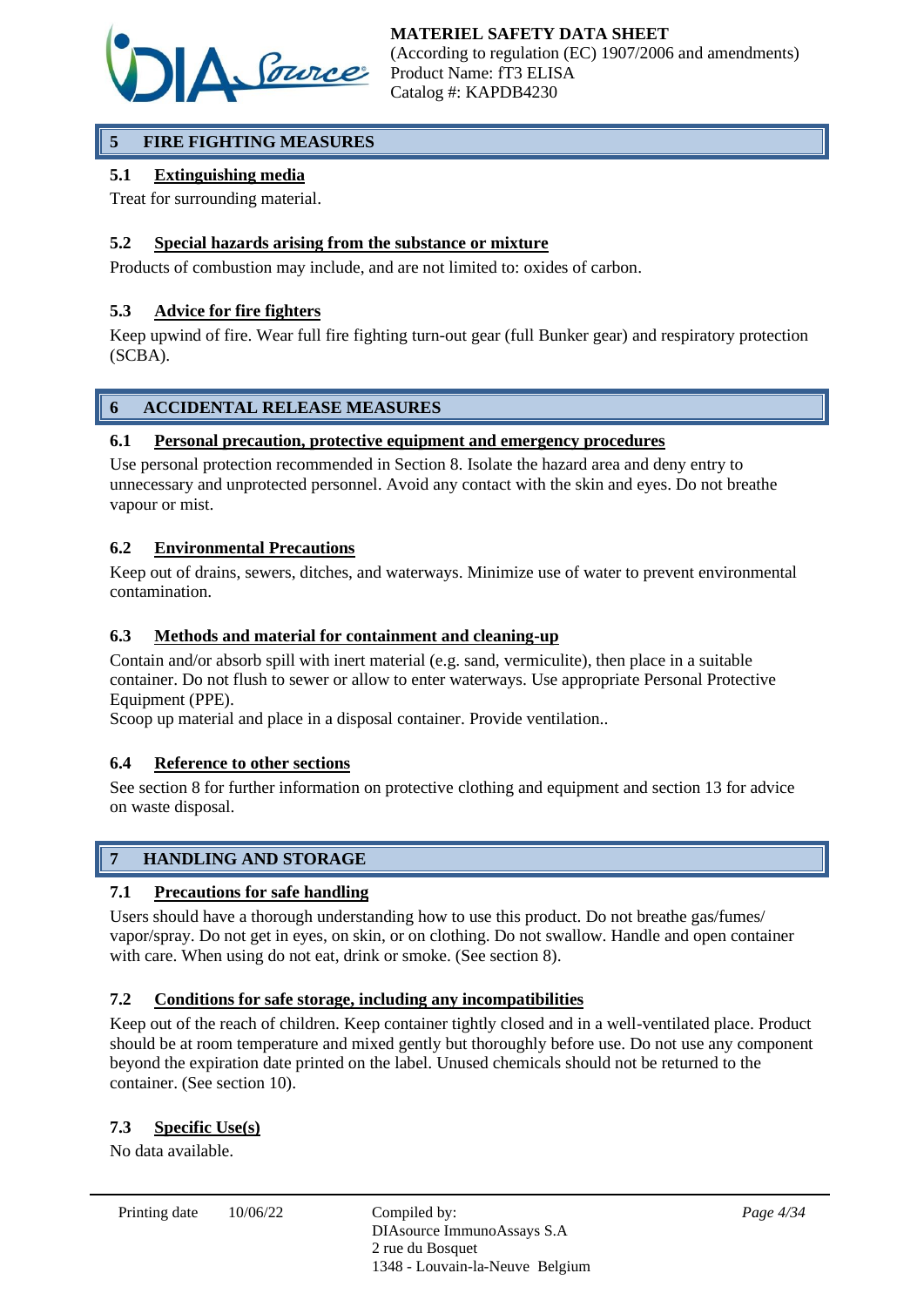## 5 FIRE FIGHTING MEASURES

### 5.1 Extinguishing media

Treat for surrounding material.

### 5.2 Special hazards arising from the substance or mixture

Products of combustion may include, and are not limited to: oxides of carbon.

### 5.3 Advice for fire fighters

Keep upwind of fire. Wear full fire fighting turn-out gear (full Bunker gear) and respiratory protection (SCBA).

## 6 ACCIDENTAL RELEASE MEASURES

### 6.1 Personal precaution, protective equipment and emergency procedures

Use personal protection recommended in Section 8. Isolate the hazard area and deny entry to unnecessary and unprotected personnel. Avoid any contact with the skin and eyes. Do not breathe vapour or mist.

### 6.2 Environmental Precautions

Keep out of drains, sewers, ditches, and waterways. Minimize use of water to prevent environmental contamination.

### 6.3 Methods and material for containment and cleaning-up

Contain and/or absorb spill with inert material (e.g. sand, vermiculite), then place in a suitable container. Do not flush to sewer or allow to enter waterways. Use appropriate Personal Protective Equipment (PPE).

Scoop up material and place in a disposal container. Provide ventilation..

### 6.4 Reference to other sections

See section 8 for further information on protective clothing and equipment and section 13 for advice on waste disposal.

## 7 HANDLING AND STORAGE

### 7.1 Precautions for safe handling

Users should have a thorough understanding how to use this product. Do not breathe gas/fumes/ vapor/spray. Do not get in eyes, on skin, or on clothing. Do not swallow. Handle and open container with care. When using do not eat, drink or smoke. (See section 8).

### 7.2 Conditions for safe storage, including any incompatibilities

Keep out of the reach of children. Keep container tightly closed and in a well-ventilated place. Product should be at room temperature and mixed gently but thoroughly before use. Do not use any component beyond the expiration date printed on the label. Unused chemicals should not be returned to the container. (See section 10).

### 7.3 Specific Use(s)

No data available.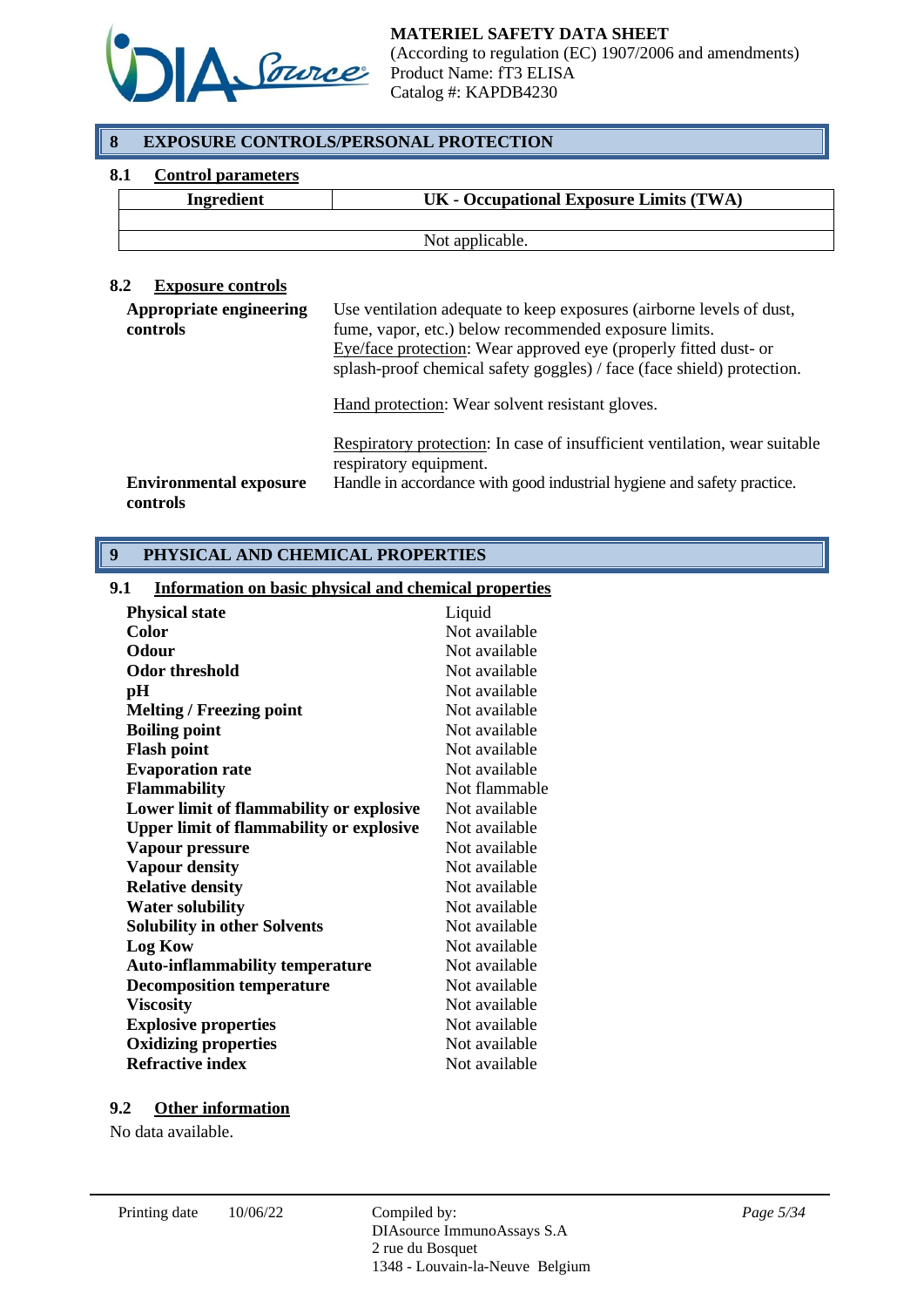## 8 EXPOSURE CONTROLS/PERSONAL PROTECTION

### 8.1 Control parameters

| Ingredient | UK - Occupational Exposure Limits (TWA) |
|---|---|
| | |
| Not applicable. | |

### 8.2 Exposure controls

**Appropriate engineering controls**

Use ventilation adequate to keep exposures (airborne levels of dust, fume, vapor, etc.) below recommended exposure limits.
Eye/face protection: Wear approved eye (properly fitted dust- or splash-proof chemical safety goggles) / face (face shield) protection.

Hand protection: Wear solvent resistant gloves.

Respiratory protection: In case of insufficient ventilation, wear suitable respiratory equipment.

**Environmental exposure controls**

Handle in accordance with good industrial hygiene and safety practice.

## 9 PHYSICAL AND CHEMICAL PROPERTIES

### 9.1 Information on basic physical and chemical properties

| | |
|---|---|
| **Physical state** | Liquid |
| **Color** | Not available |
| **Odour** | Not available |
| **Odor threshold** | Not available |
| **pH** | Not available |
| **Melting / Freezing point** | Not available |
| **Boiling point** | Not available |
| **Flash point** | Not available |
| **Evaporation rate** | Not available |
| **Flammability** | Not flammable |
| **Lower limit of flammability or explosive** | Not available |
| **Upper limit of flammability or explosive** | Not available |
| **Vapour pressure** | Not available |
| **Vapour density** | Not available |
| **Relative density** | Not available |
| **Water solubility** | Not available |
| **Solubility in other Solvents** | Not available |
| **Log Kow** | Not available |
| **Auto-inflammability temperature** | Not available |
| **Decomposition temperature** | Not available |
| **Viscosity** | Not available |
| **Explosive properties** | Not available |
| **Oxidizing properties** | Not available |
| **Refractive index** | Not available |

### 9.2 Other information

No data available.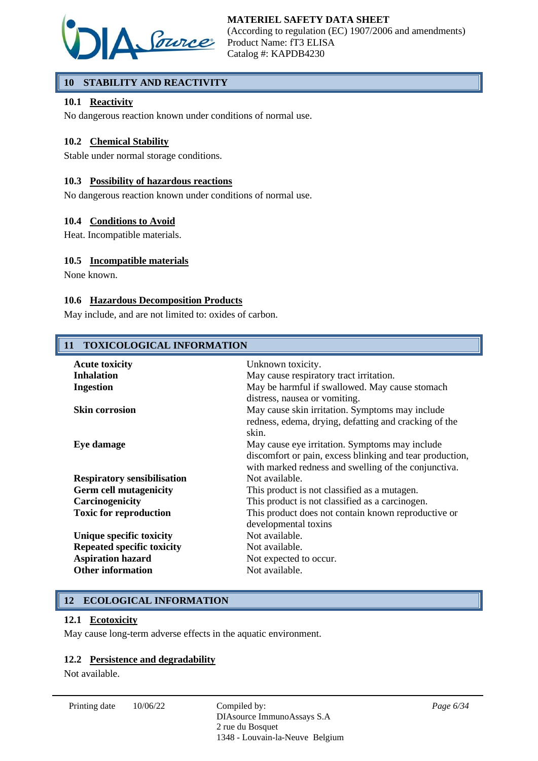## 10 STABILITY AND REACTIVITY

### 10.1 Reactivity

No dangerous reaction known under conditions of normal use.

### 10.2 Chemical Stability

Stable under normal storage conditions.

### 10.3 Possibility of hazardous reactions

No dangerous reaction known under conditions of normal use.

### 10.4 Conditions to Avoid

Heat. Incompatible materials.

### 10.5 Incompatible materials

None known.

### 10.6 Hazardous Decomposition Products

May include, and are not limited to: oxides of carbon.

## 11 TOXICOLOGICAL INFORMATION

| | |
|---|---|
| **Acute toxicity** | Unknown toxicity. |
| **Inhalation** | May cause respiratory tract irritation. |
| **Ingestion** | May be harmful if swallowed. May cause stomach distress, nausea or vomiting. |
| **Skin corrosion** | May cause skin irritation. Symptoms may include redness, edema, drying, defatting and cracking of the skin. |
| **Eye damage** | May cause eye irritation. Symptoms may include discomfort or pain, excess blinking and tear production, with marked redness and swelling of the conjunctiva. |
| **Respiratory sensibilisation** | Not available. |
| **Germ cell mutagenicity** | This product is not classified as a mutagen. |
| **Carcinogenicity** | This product is not classified as a carcinogen. |
| **Toxic for reproduction** | This product does not contain known reproductive or developmental toxins |
| **Unique specific toxicity** | Not available. |
| **Repeated specific toxicity** | Not available. |
| **Aspiration hazard** | Not expected to occur. |
| **Other information** | Not available. |

## 12 ECOLOGICAL INFORMATION

### 12.1 Ecotoxicity

May cause long-term adverse effects in the aquatic environment.

### 12.2 Persistence and degradability

Not available.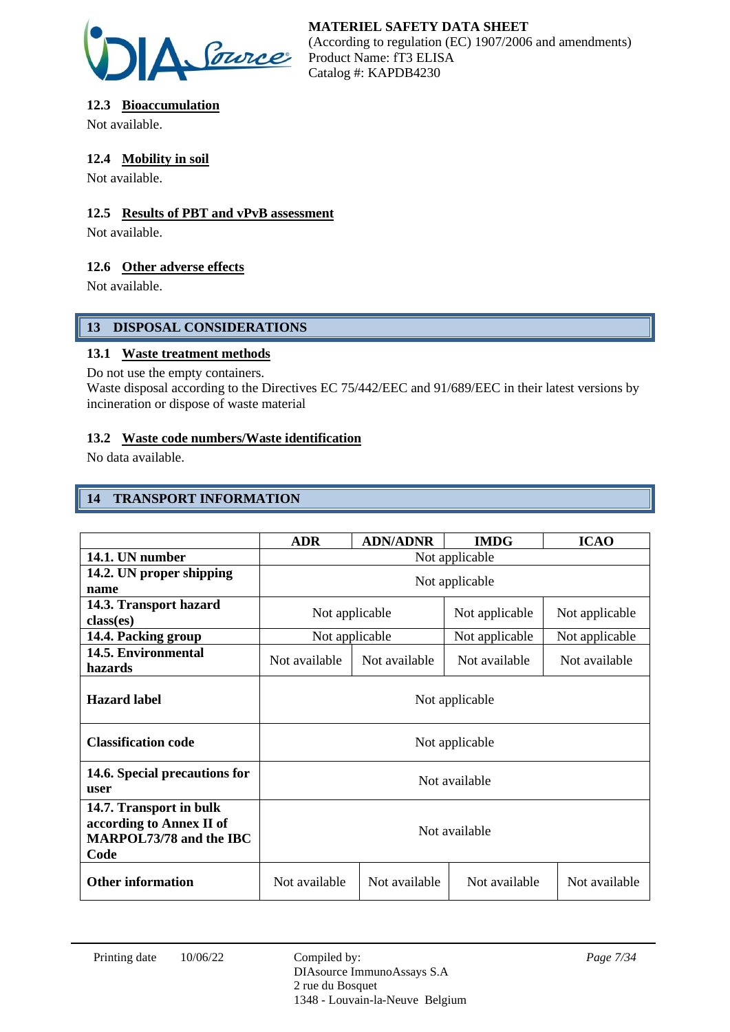### 12.3 Bioaccumulation

Not available.

### 12.4 Mobility in soil

Not available.

### 12.5 Results of PBT and vPvB assessment

Not available.

### 12.6 Other adverse effects

Not available.

## 13 DISPOSAL CONSIDERATIONS

### 13.1 Waste treatment methods

Do not use the empty containers.
Waste disposal according to the Directives EC 75/442/EEC and 91/689/EEC in their latest versions by incineration or dispose of waste material

### 13.2 Waste code numbers/Waste identification

No data available.

## 14 TRANSPORT INFORMATION

| | ADR | ADN/ADNR | IMDG | ICAO |
|---|---|---|---|---|
| **14.1. UN number** | Not applicable | | | |
| **14.2. UN proper shipping name** | Not applicable | | | |
| **14.3. Transport hazard class(es)** | Not applicable | | Not applicable | Not applicable |
| **14.4. Packing group** | Not applicable | | Not applicable | Not applicable |
| **14.5. Environmental hazards** | Not available | Not available | Not available | Not available |
| **Hazard label** | Not applicable | | | |
| **Classification code** | Not applicable | | | |
| **14.6. Special precautions for user** | Not available | | | |
| **14.7. Transport in bulk according to Annex II of MARPOL73/78 and the IBC Code** | Not available | | | |
| **Other information** | Not available | Not available | Not available | Not available |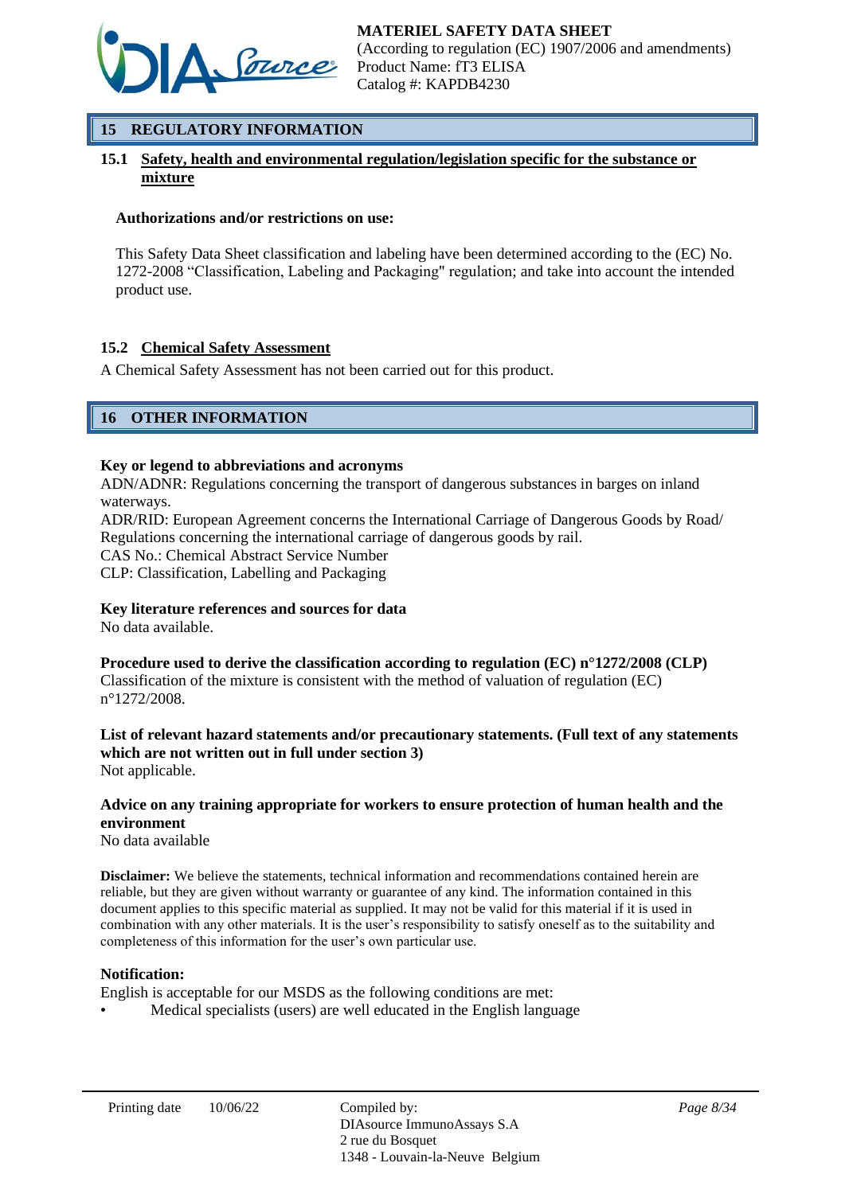## 15 REGULATORY INFORMATION

### 15.1 Safety, health and environmental regulation/legislation specific for the substance or mixture

**Authorizations and/or restrictions on use:**

This Safety Data Sheet classification and labeling have been determined according to the (EC) No. 1272-2008 "Classification, Labeling and Packaging" regulation; and take into account the intended product use.

### 15.2 Chemical Safety Assessment

A Chemical Safety Assessment has not been carried out for this product.

## 16 OTHER INFORMATION

**Key or legend to abbreviations and acronyms**

ADN/ADNR: Regulations concerning the transport of dangerous substances in barges on inland waterways.
ADR/RID: European Agreement concerns the International Carriage of Dangerous Goods by Road/ Regulations concerning the international carriage of dangerous goods by rail.
CAS No.: Chemical Abstract Service Number
CLP: Classification, Labelling and Packaging

**Key literature references and sources for data**

No data available.

**Procedure used to derive the classification according to regulation (EC) n°1272/2008 (CLP)**

Classification of the mixture is consistent with the method of valuation of regulation (EC) n°1272/2008.

**List of relevant hazard statements and/or precautionary statements. (Full text of any statements which are not written out in full under section 3)**

Not applicable.

**Advice on any training appropriate for workers to ensure protection of human health and the environment**

No data available

**Disclaimer:** We believe the statements, technical information and recommendations contained herein are reliable, but they are given without warranty or guarantee of any kind. The information contained in this document applies to this specific material as supplied. It may not be valid for this material if it is used in combination with any other materials. It is the user's responsibility to satisfy oneself as to the suitability and completeness of this information for the user's own particular use.

**Notification:**

English is acceptable for our MSDS as the following conditions are met:

- Medical specialists (users) are well educated in the English language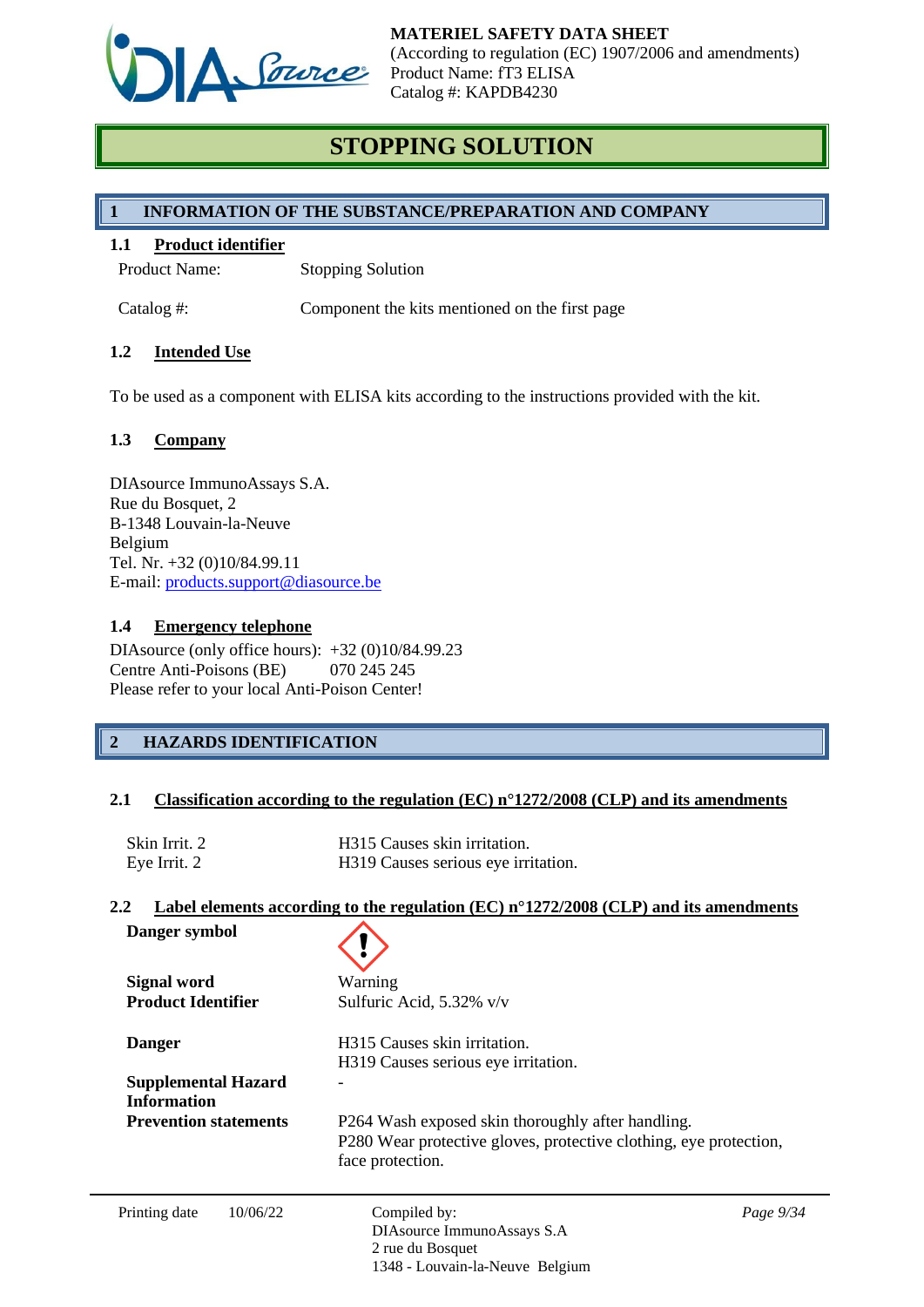**MATERIEL SAFETY DATA SHEET**
(According to regulation (EC) 1907/2006 and amendments)
Product Name: fT3 ELISA
Catalog #: KAPDB4230

# STOPPING SOLUTION

## 1 INFORMATION OF THE SUBSTANCE/PREPARATION AND COMPANY

### 1.1 Product identifier

| | |
|---|---|
| Product Name: | Stopping Solution |
| Catalog #: | Component the kits mentioned on the first page |

### 1.2 Intended Use

To be used as a component with ELISA kits according to the instructions provided with the kit.

### 1.3 Company

DIAsource ImmunoAssays S.A.
Rue du Bosquet, 2
B-1348 Louvain-la-Neuve
Belgium
Tel. Nr. +32 (0)10/84.99.11
E-mail: products.support@diasource.be

### 1.4 Emergency telephone

DIAsource (only office hours): +32 (0)10/84.99.23
Centre Anti-Poisons (BE) 070 245 245
Please refer to your local Anti-Poison Center!

## 2 HAZARDS IDENTIFICATION

### 2.1 Classification according to the regulation (EC) n°1272/2008 (CLP) and its amendments

| | |
|---|---|
| Skin Irrit. 2 | H315 Causes skin irritation. |
| Eye Irrit. 2 | H319 Causes serious eye irritation. |

### 2.2 Label elements according to the regulation (EC) n°1272/2008 (CLP) and its amendments

| | |
|---|---|
| **Danger symbol** | |
| **Signal word** | Warning |
| **Product Identifier** | Sulfuric Acid, 5.32% v/v |
| **Danger** | H315 Causes skin irritation.<br>H319 Causes serious eye irritation. |
| **Supplemental Hazard Information** | - |
| **Prevention statements** | P264 Wash exposed skin thoroughly after handling.<br>P280 Wear protective gloves, protective clothing, eye protection, face protection. |

Printing date 10/06/22

Compiled by:
DIAsource ImmunoAssays S.A
2 rue du Bosquet
1348 - Louvain-la-Neuve Belgium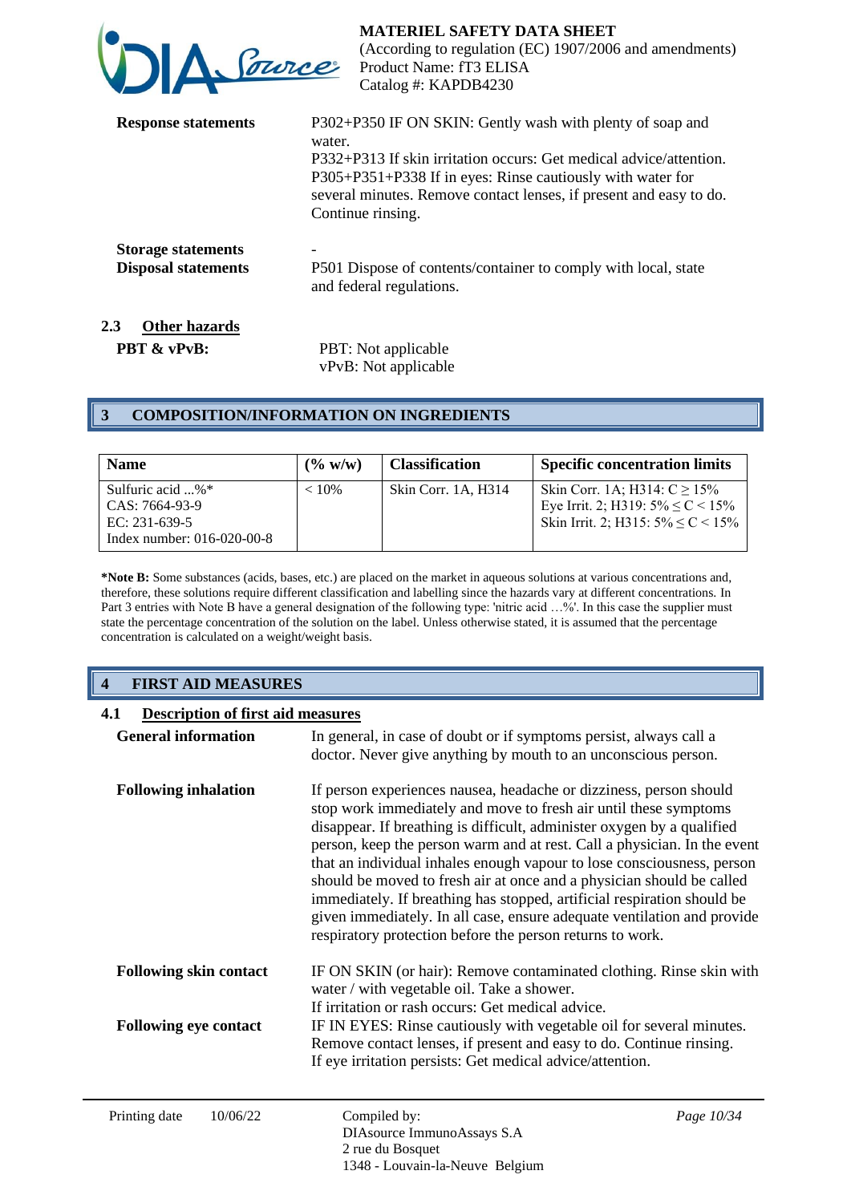**Response statements** P302+P350 IF ON SKIN: Gently wash with plenty of soap and water.
P332+P313 If skin irritation occurs: Get medical advice/attention.
P305+P351+P338 If in eyes: Rinse cautiously with water for several minutes. Remove contact lenses, if present and easy to do. Continue rinsing.

**Storage statements** -

**Disposal statements** P501 Dispose of contents/container to comply with local, state and federal regulations.

### 2.3 Other hazards

**PBT & vPvB:** PBT: Not applicable
vPvB: Not applicable

## 3 COMPOSITION/INFORMATION ON INGREDIENTS

| Name | (% w/w) | Classification | Specific concentration limits |
|---|---|---|---|
| Sulfuric acid ...%*<br>CAS: 7664-93-9<br>EC: 231-639-5<br>Index number: 016-020-00-8 | < 10% | Skin Corr. 1A, H314 | Skin Corr. 1A; H314: C ≥ 15%<br>Eye Irrit. 2; H319: 5% ≤ C < 15%<br>Skin Irrit. 2; H315: 5% ≤ C < 15% |

**\*Note B:** Some substances (acids, bases, etc.) are placed on the market in aqueous solutions at various concentrations and, therefore, these solutions require different classification and labelling since the hazards vary at different concentrations. In Part 3 entries with Note B have a general designation of the following type: 'nitric acid …%'. In this case the supplier must state the percentage concentration of the solution on the label. Unless otherwise stated, it is assumed that the percentage concentration is calculated on a weight/weight basis.

## 4 FIRST AID MEASURES

### 4.1 Description of first aid measures

**General information** In general, in case of doubt or if symptoms persist, always call a doctor. Never give anything by mouth to an unconscious person.

**Following inhalation** If person experiences nausea, headache or dizziness, person should stop work immediately and move to fresh air until these symptoms disappear. If breathing is difficult, administer oxygen by a qualified person, keep the person warm and at rest. Call a physician. In the event that an individual inhales enough vapour to lose consciousness, person should be moved to fresh air at once and a physician should be called immediately. If breathing has stopped, artificial respiration should be given immediately. In all case, ensure adequate ventilation and provide respiratory protection before the person returns to work.

**Following skin contact** IF ON SKIN (or hair): Remove contaminated clothing. Rinse skin with water / with vegetable oil. Take a shower.
If irritation or rash occurs: Get medical advice.

**Following eye contact** IF IN EYES: Rinse cautiously with vegetable oil for several minutes. Remove contact lenses, if present and easy to do. Continue rinsing.
If eye irritation persists: Get medical advice/attention.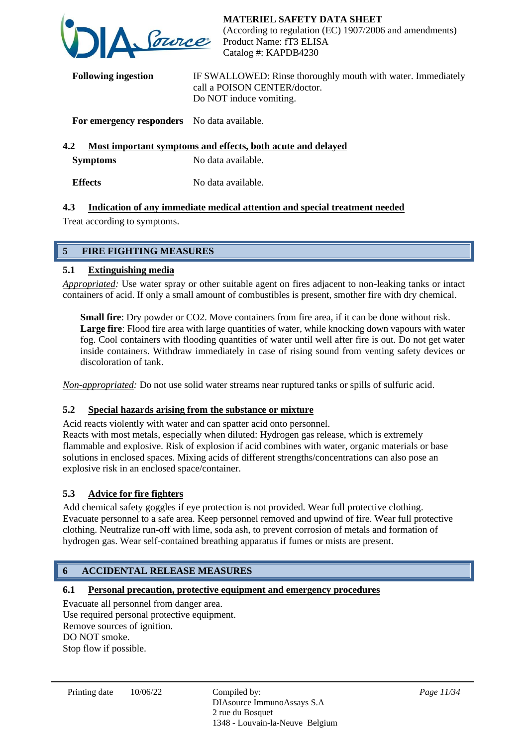**Following ingestion** IF SWALLOWED: Rinse thoroughly mouth with water. Immediately call a POISON CENTER/doctor.
Do NOT induce vomiting.

**For emergency responders** No data available.

### 4.2 Most important symptoms and effects, both acute and delayed

**Symptoms** No data available.

**Effects** No data available.

### 4.3 Indication of any immediate medical attention and special treatment needed

Treat according to symptoms.

## 5 FIRE FIGHTING MEASURES

### 5.1 Extinguishing media

*Appropriated:* Use water spray or other suitable agent on fires adjacent to non-leaking tanks or intact containers of acid. If only a small amount of combustibles is present, smother fire with dry chemical.

**Small fire**: Dry powder or CO2. Move containers from fire area, if it can be done without risk.
**Large fire**: Flood fire area with large quantities of water, while knocking down vapours with water fog. Cool containers with flooding quantities of water until well after fire is out. Do not get water inside containers. Withdraw immediately in case of rising sound from venting safety devices or discoloration of tank.

*Non-appropriated:* Do not use solid water streams near ruptured tanks or spills of sulfuric acid.

### 5.2 Special hazards arising from the substance or mixture

Acid reacts violently with water and can spatter acid onto personnel.
Reacts with most metals, especially when diluted: Hydrogen gas release, which is extremely flammable and explosive. Risk of explosion if acid combines with water, organic materials or base solutions in enclosed spaces. Mixing acids of different strengths/concentrations can also pose an explosive risk in an enclosed space/container.

### 5.3 Advice for fire fighters

Add chemical safety goggles if eye protection is not provided. Wear full protective clothing. Evacuate personnel to a safe area. Keep personnel removed and upwind of fire. Wear full protective clothing. Neutralize run-off with lime, soda ash, to prevent corrosion of metals and formation of hydrogen gas. Wear self-contained breathing apparatus if fumes or mists are present.

## 6 ACCIDENTAL RELEASE MEASURES

### 6.1 Personal precaution, protective equipment and emergency procedures

Evacuate all personnel from danger area.
Use required personal protective equipment.
Remove sources of ignition.
DO NOT smoke.
Stop flow if possible.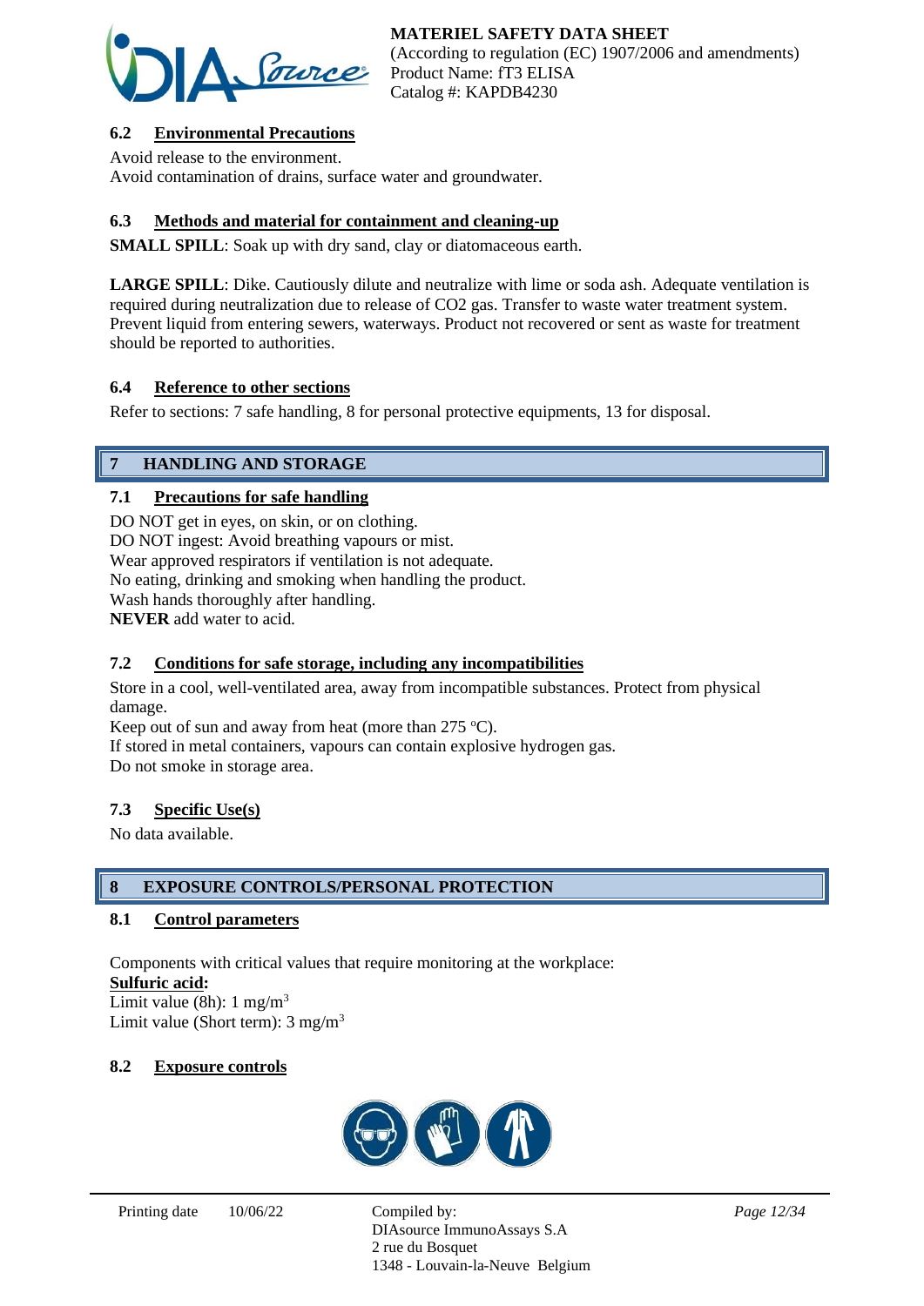### 6.2 Environmental Precautions

Avoid release to the environment.
Avoid contamination of drains, surface water and groundwater.

### 6.3 Methods and material for containment and cleaning-up

**SMALL SPILL**: Soak up with dry sand, clay or diatomaceous earth.

**LARGE SPILL**: Dike. Cautiously dilute and neutralize with lime or soda ash. Adequate ventilation is required during neutralization due to release of $CO_2$ gas. Transfer to waste water treatment system. Prevent liquid from entering sewers, waterways. Product not recovered or sent as waste for treatment should be reported to authorities.

### 6.4 Reference to other sections

Refer to sections: 7 safe handling, 8 for personal protective equipments, 13 for disposal.

## 7 HANDLING AND STORAGE

### 7.1 Precautions for safe handling

DO NOT get in eyes, on skin, or on clothing.
DO NOT ingest: Avoid breathing vapours or mist.
Wear approved respirators if ventilation is not adequate.
No eating, drinking and smoking when handling the product.
Wash hands thoroughly after handling.
**NEVER** add water to acid.

### 7.2 Conditions for safe storage, including any incompatibilities

Store in a cool, well-ventilated area, away from incompatible substances. Protect from physical damage.
Keep out of sun and away from heat (more than 275 ºC).
If stored in metal containers, vapours can contain explosive hydrogen gas.
Do not smoke in storage area.

### 7.3 Specific Use(s)

No data available.

## 8 EXPOSURE CONTROLS/PERSONAL PROTECTION

### 8.1 Control parameters

Components with critical values that require monitoring at the workplace:
**Sulfuric acid:**
Limit value (8h): 1 $mg/m^3$
Limit value (Short term): 3 $mg/m^3$

### 8.2 Exposure controls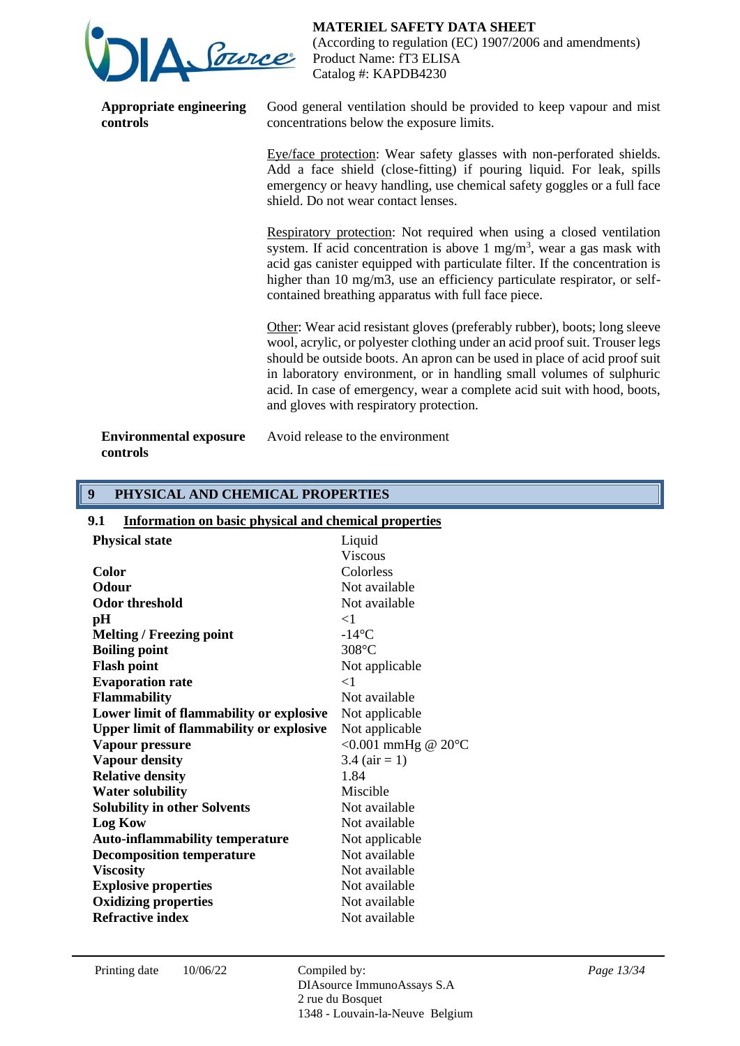| | |
|---|---|
| **Appropriate engineering controls** | Good general ventilation should be provided to keep vapour and mist concentrations below the exposure limits. |
| | Eye/face protection: Wear safety glasses with non-perforated shields. Add a face shield (close-fitting) if pouring liquid. For leak, spills emergency or heavy handling, use chemical safety goggles or a full face shield. Do not wear contact lenses. |
| | Respiratory protection: Not required when using a closed ventilation system. If acid concentration is above 1 mg/m$^3$, wear a gas mask with acid gas canister equipped with particulate filter. If the concentration is higher than 10 mg/m3, use an efficiency particulate respirator, or self-contained breathing apparatus with full face piece. |
| | Other: Wear acid resistant gloves (preferably rubber), boots; long sleeve wool, acrylic, or polyester clothing under an acid proof suit. Trouser legs should be outside boots. An apron can be used in place of acid proof suit in laboratory environment, or in handling small volumes of sulphuric acid. In case of emergency, wear a complete acid suit with hood, boots, and gloves with respiratory protection. |
| **Environmental exposure controls** | Avoid release to the environment |

## 9 PHYSICAL AND CHEMICAL PROPERTIES

### 9.1 Information on basic physical and chemical properties

| | |
|---|---|
| **Physical state** | Liquid<br>Viscous |
| **Color** | Colorless |
| **Odour** | Not available |
| **Odor threshold** | Not available |
| **pH** | <1 |
| **Melting / Freezing point** | -14°C |
| **Boiling point** | 308°C |
| **Flash point** | Not applicable |
| **Evaporation rate** | <1 |
| **Flammability** | Not available |
| **Lower limit of flammability or explosive** | Not applicable |
| **Upper limit of flammability or explosive** | Not applicable |
| **Vapour pressure** | <0.001 mmHg @ 20°C |
| **Vapour density** | 3.4 (air = 1) |
| **Relative density** | 1.84 |
| **Water solubility** | Miscible |
| **Solubility in other Solvents** | Not available |
| **Log Kow** | Not available |
| **Auto-inflammability temperature** | Not applicable |
| **Decomposition temperature** | Not available |
| **Viscosity** | Not available |
| **Explosive properties** | Not available |
| **Oxidizing properties** | Not available |
| **Refractive index** | Not available |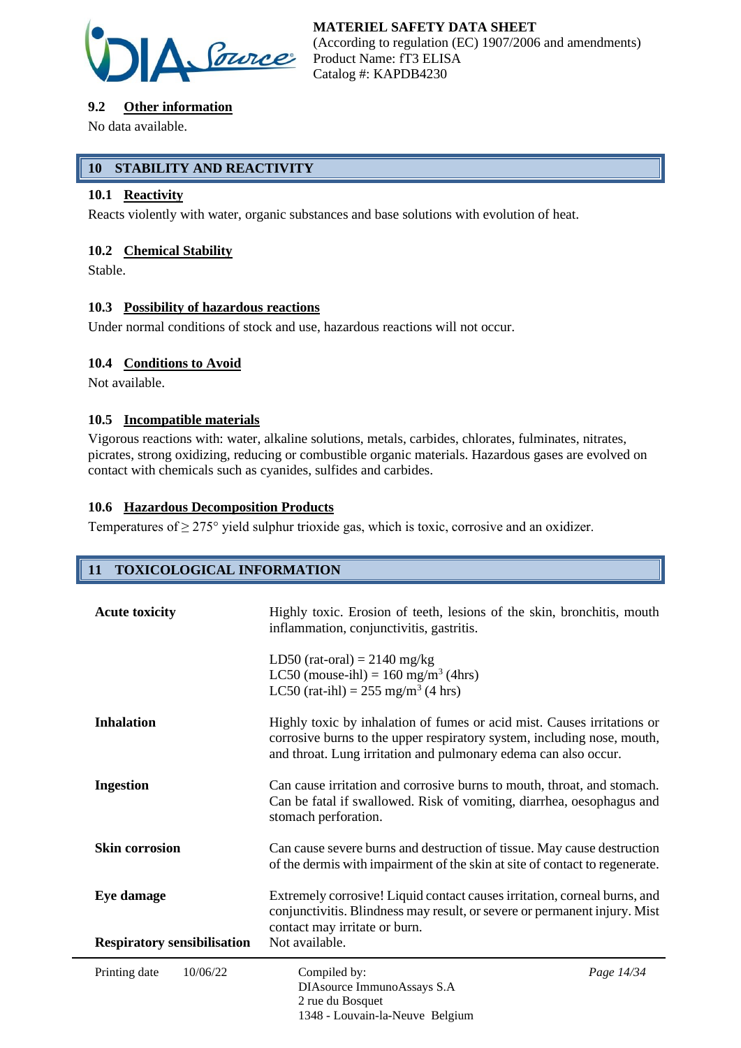### 9.2 Other information

No data available.

## 10 STABILITY AND REACTIVITY

### 10.1 Reactivity

Reacts violently with water, organic substances and base solutions with evolution of heat.

### 10.2 Chemical Stability

Stable.

### 10.3 Possibility of hazardous reactions

Under normal conditions of stock and use, hazardous reactions will not occur.

### 10.4 Conditions to Avoid

Not available.

### 10.5 Incompatible materials

Vigorous reactions with: water, alkaline solutions, metals, carbides, chlorates, fulminates, nitrates, picrates, strong oxidizing, reducing or combustible organic materials. Hazardous gases are evolved on contact with chemicals such as cyanides, sulfides and carbides.

### 10.6 Hazardous Decomposition Products

Temperatures of ≥ 275° yield sulphur trioxide gas, which is toxic, corrosive and an oxidizer.

## 11 TOXICOLOGICAL INFORMATION

| | |
|---|---|
| **Acute toxicity** | Highly toxic. Erosion of teeth, lesions of the skin, bronchitis, mouth inflammation, conjunctivitis, gastritis.<br><br>LD50 (rat-oral) = 2140 mg/kg<br>LC50 (mouse-ihl) = 160 mg/$m^3$ (4hrs)<br>LC50 (rat-ihl) = 255 mg/$m^3$ (4 hrs) |
| **Inhalation** | Highly toxic by inhalation of fumes or acid mist. Causes irritations or corrosive burns to the upper respiratory system, including nose, mouth, and throat. Lung irritation and pulmonary edema can also occur. |
| **Ingestion** | Can cause irritation and corrosive burns to mouth, throat, and stomach. Can be fatal if swallowed. Risk of vomiting, diarrhea, oesophagus and stomach perforation. |
| **Skin corrosion** | Can cause severe burns and destruction of tissue. May cause destruction of the dermis with impairment of the skin at site of contact to regenerate. |
| **Eye damage** | Extremely corrosive! Liquid contact causes irritation, corneal burns, and conjunctivitis. Blindness may result, or severe or permanent injury. Mist contact may irritate or burn. |
| **Respiratory sensibilisation** | Not available. |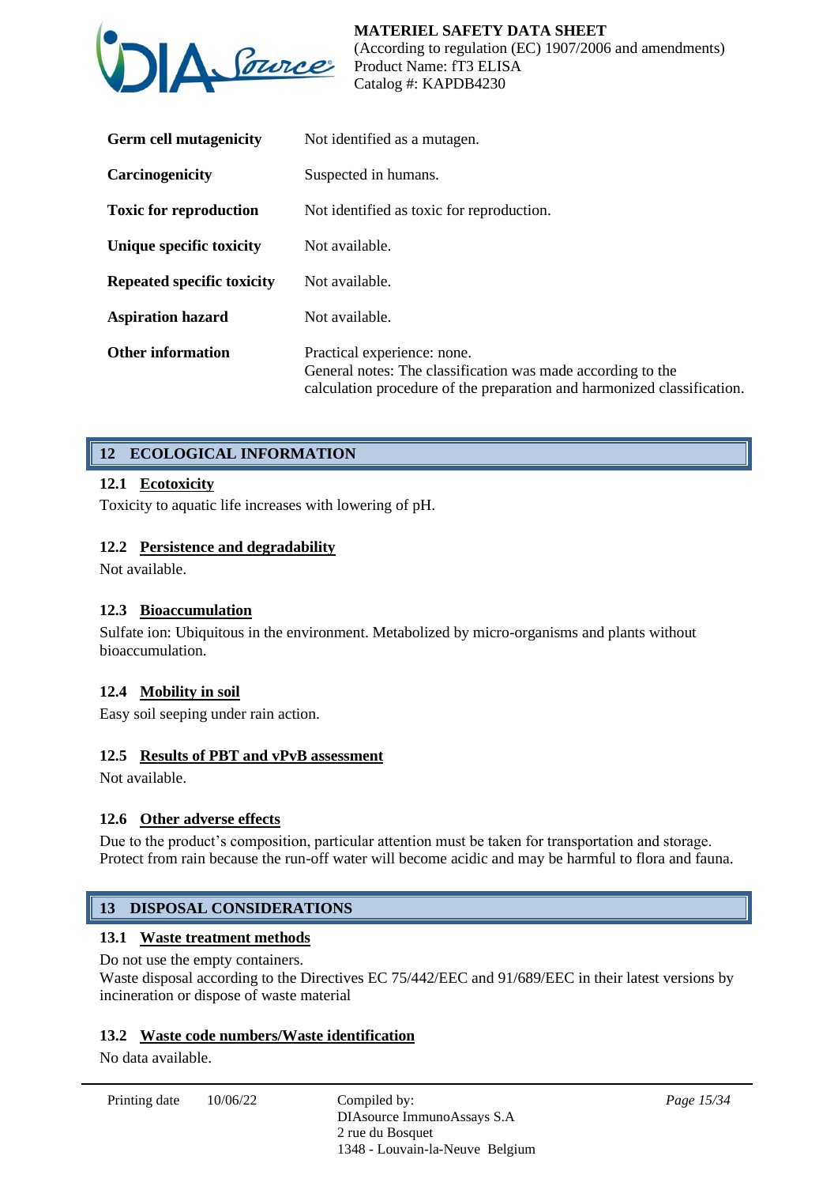| | |
|---|---|
| **Germ cell mutagenicity** | Not identified as a mutagen. |
| **Carcinogenicity** | Suspected in humans. |
| **Toxic for reproduction** | Not identified as toxic for reproduction. |
| **Unique specific toxicity** | Not available. |
| **Repeated specific toxicity** | Not available. |
| **Aspiration hazard** | Not available. |
| **Other information** | Practical experience: none.<br>General notes: The classification was made according to the calculation procedure of the preparation and harmonized classification. |

## 12 ECOLOGICAL INFORMATION

### 12.1 Ecotoxicity

Toxicity to aquatic life increases with lowering of pH.

### 12.2 Persistence and degradability

Not available.

### 12.3 Bioaccumulation

Sulfate ion: Ubiquitous in the environment. Metabolized by micro-organisms and plants without bioaccumulation.

### 12.4 Mobility in soil

Easy soil seeping under rain action.

### 12.5 Results of PBT and vPvB assessment

Not available.

### 12.6 Other adverse effects

Due to the product's composition, particular attention must be taken for transportation and storage. Protect from rain because the run-off water will become acidic and may be harmful to flora and fauna.

## 13 DISPOSAL CONSIDERATIONS

### 13.1 Waste treatment methods

Do not use the empty containers.
Waste disposal according to the Directives EC 75/442/EEC and 91/689/EEC in their latest versions by incineration or dispose of waste material

### 13.2 Waste code numbers/Waste identification

No data available.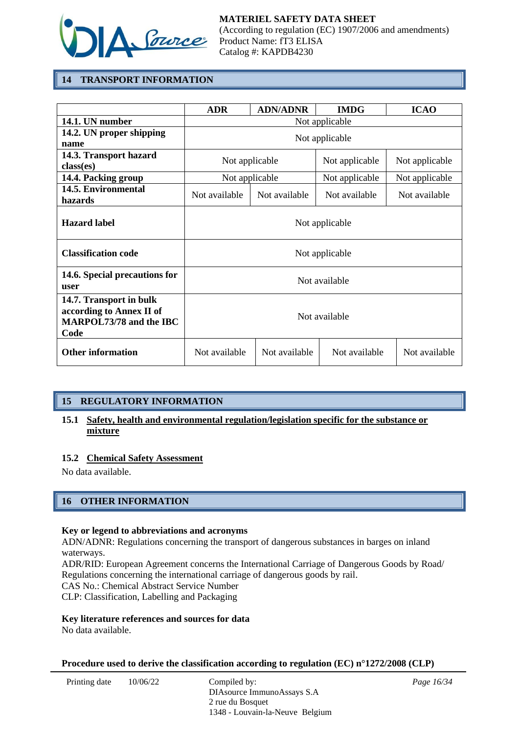## 14 TRANSPORT INFORMATION

| | ADR | ADN/ADNR | IMDG | ICAO |
|---|---|---|---|---|
| **14.1. UN number** | Not applicable | | | |
| **14.2. UN proper shipping name** | Not applicable | | | |
| **14.3. Transport hazard class(es)** | Not applicable | | Not applicable | Not applicable |
| **14.4. Packing group** | Not applicable | | Not applicable | Not applicable |
| **14.5. Environmental hazards** | Not available | Not available | Not available | Not available |
| **Hazard label** | Not applicable | | | |
| **Classification code** | Not applicable | | | |
| **14.6. Special precautions for user** | Not available | | | |
| **14.7. Transport in bulk according to Annex II of MARPOL73/78 and the IBC Code** | Not available | | | |
| **Other information** | Not available | Not available | Not available | Not available |

## 15 REGULATORY INFORMATION

### 15.1 Safety, health and environmental regulation/legislation specific for the substance or mixture

### 15.2 Chemical Safety Assessment

No data available.

## 16 OTHER INFORMATION

**Key or legend to abbreviations and acronyms**

ADN/ADNR: Regulations concerning the transport of dangerous substances in barges on inland waterways.

ADR/RID: European Agreement concerns the International Carriage of Dangerous Goods by Road/ Regulations concerning the international carriage of dangerous goods by rail.

CAS No.: Chemical Abstract Service Number

CLP: Classification, Labelling and Packaging

**Key literature references and sources for data**

No data available.

**Procedure used to derive the classification according to regulation (EC) n°1272/2008 (CLP)**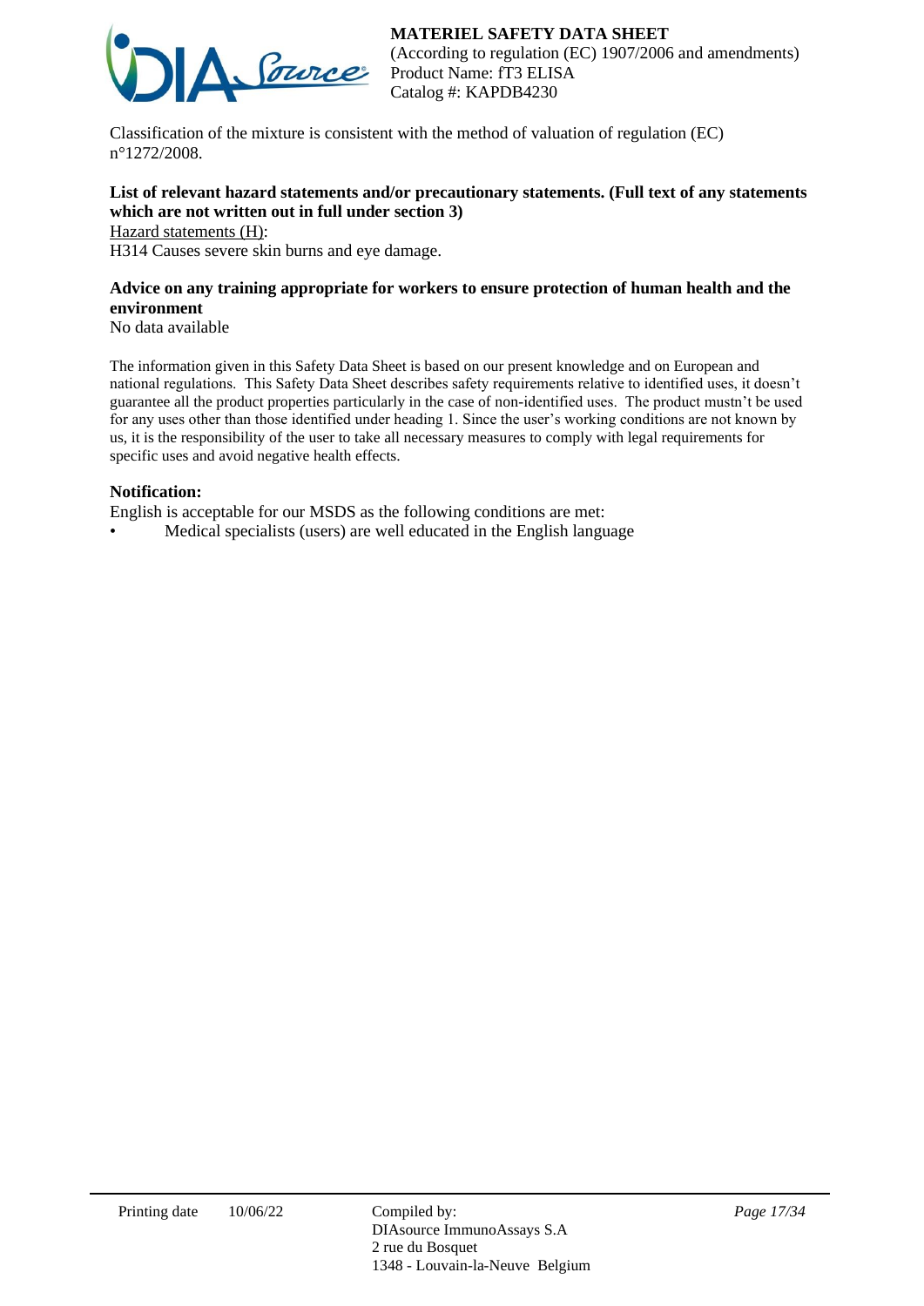Classification of the mixture is consistent with the method of valuation of regulation (EC) n°1272/2008.

**List of relevant hazard statements and/or precautionary statements. (Full text of any statements which are not written out in full under section 3)**

Hazard statements (H):

H314 Causes severe skin burns and eye damage.

**Advice on any training appropriate for workers to ensure protection of human health and the environment**

No data available

The information given in this Safety Data Sheet is based on our present knowledge and on European and national regulations. This Safety Data Sheet describes safety requirements relative to identified uses, it doesn't guarantee all the product properties particularly in the case of non-identified uses. The product mustn't be used for any uses other than those identified under heading 1. Since the user's working conditions are not known by us, it is the responsibility of the user to take all necessary measures to comply with legal requirements for specific uses and avoid negative health effects.

**Notification:**

English is acceptable for our MSDS as the following conditions are met:

- Medical specialists (users) are well educated in the English language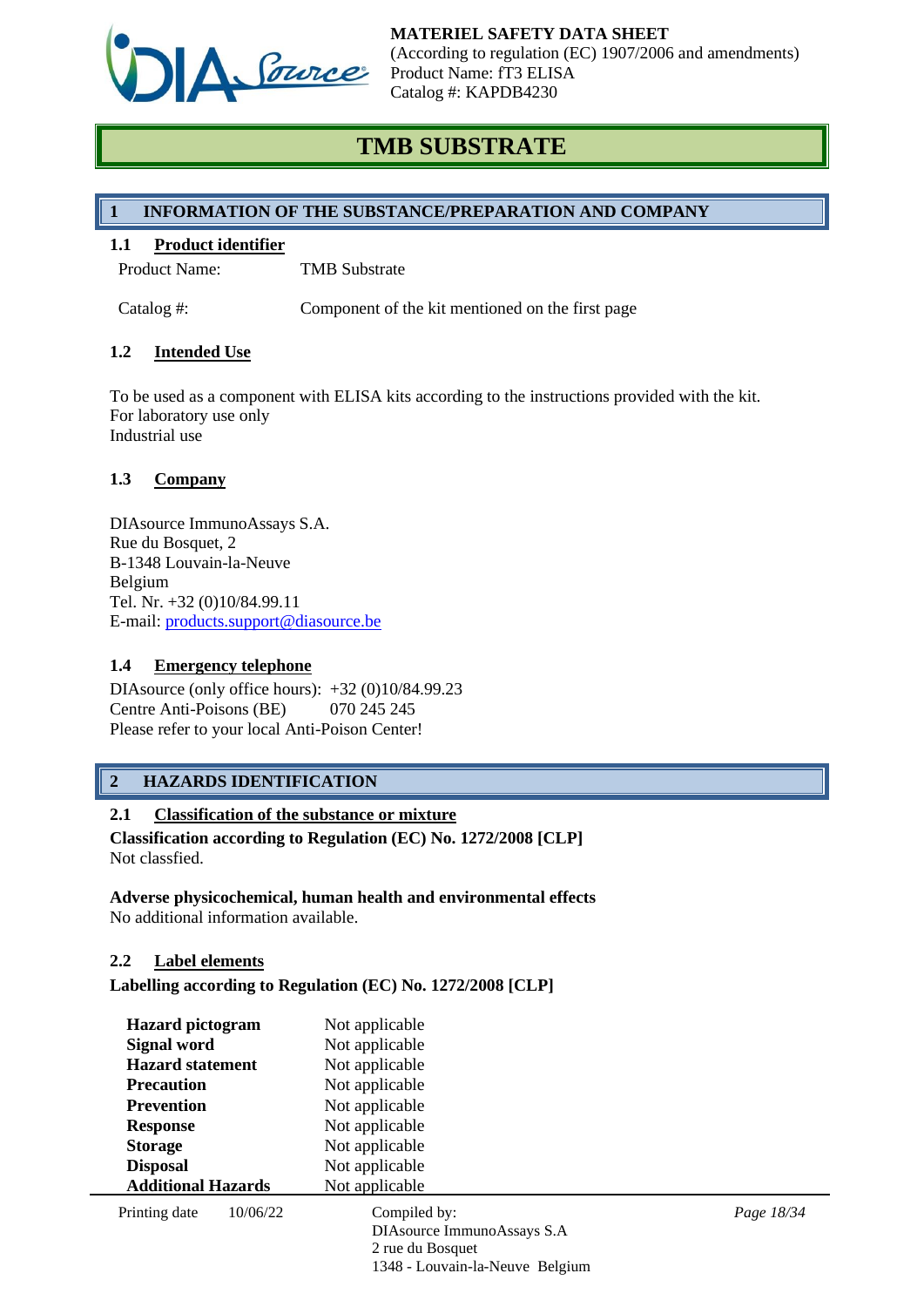# TMB SUBSTRATE

## 1 INFORMATION OF THE SUBSTANCE/PREPARATION AND COMPANY

### 1.1 Product identifier

Product Name: TMB Substrate

Catalog #: Component of the kit mentioned on the first page

### 1.2 Intended Use

To be used as a component with ELISA kits according to the instructions provided with the kit.
For laboratory use only
Industrial use

### 1.3 Company

DIAsource ImmunoAssays S.A.
Rue du Bosquet, 2
B-1348 Louvain-la-Neuve
Belgium
Tel. Nr. +32 (0)10/84.99.11
E-mail: products.support@diasource.be

### 1.4 Emergency telephone

DIAsource (only office hours): +32 (0)10/84.99.23
Centre Anti-Poisons (BE) 070 245 245
Please refer to your local Anti-Poison Center!

## 2 HAZARDS IDENTIFICATION

### 2.1 Classification of the substance or mixture

**Classification according to Regulation (EC) No. 1272/2008 [CLP]**
Not classfied.

**Adverse physicochemical, human health and environmental effects**
No additional information available.

### 2.2 Label elements

**Labelling according to Regulation (EC) No. 1272/2008 [CLP]**

| | |
|---|---|
| **Hazard pictogram** | Not applicable |
| **Signal word** | Not applicable |
| **Hazard statement** | Not applicable |
| **Precaution** | Not applicable |
| **Prevention** | Not applicable |
| **Response** | Not applicable |
| **Storage** | Not applicable |
| **Disposal** | Not applicable |
| **Additional Hazards** | Not applicable |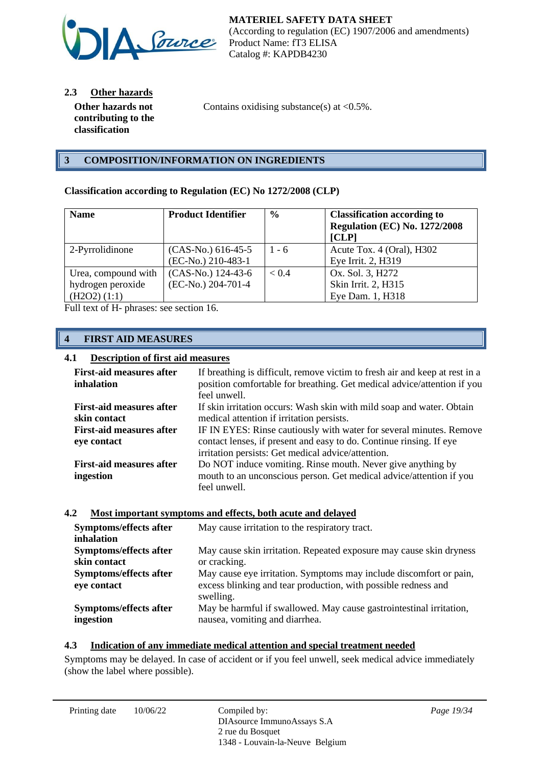### 2.3 Other hazards

**Other hazards not contributing to the classification** — Contains oxidising substance(s) at <0.5%.

## 3 COMPOSITION/INFORMATION ON INGREDIENTS

**Classification according to Regulation (EC) No 1272/2008 (CLP)**

| Name | Product Identifier | % | Classification according to Regulation (EC) No. 1272/2008 [CLP] |
|---|---|---|---|
| 2-Pyrrolidinone | (CAS-No.) 616-45-5<br>(EC-No.) 210-483-1 | 1 - 6 | Acute Tox. 4 (Oral), H302<br>Eye Irrit. 2, H319 |
| Urea, compound with hydrogen peroxide ($H_2O_2$) (1:1) | (CAS-No.) 124-43-6<br>(EC-No.) 204-701-4 | < 0.4 | Ox. Sol. 3, H272<br>Skin Irrit. 2, H315<br>Eye Dam. 1, H318 |

Full text of H- phrases: see section 16.

## 4 FIRST AID MEASURES

### 4.1 Description of first aid measures

**First-aid measures after inhalation** — If breathing is difficult, remove victim to fresh air and keep at rest in a position comfortable for breathing. Get medical advice/attention if you feel unwell.

**First-aid measures after skin contact** — If skin irritation occurs: Wash skin with mild soap and water. Obtain medical attention if irritation persists.

**First-aid measures after eye contact** — IF IN EYES: Rinse cautiously with water for several minutes. Remove contact lenses, if present and easy to do. Continue rinsing. If eye irritation persists: Get medical advice/attention.

**First-aid measures after ingestion** — Do NOT induce vomiting. Rinse mouth. Never give anything by mouth to an unconscious person. Get medical advice/attention if you feel unwell.

### 4.2 Most important symptoms and effects, both acute and delayed

**Symptoms/effects after inhalation** — May cause irritation to the respiratory tract.

**Symptoms/effects after skin contact** — May cause skin irritation. Repeated exposure may cause skin dryness or cracking.

**Symptoms/effects after eye contact** — May cause eye irritation. Symptoms may include discomfort or pain, excess blinking and tear production, with possible redness and swelling.

**Symptoms/effects after ingestion** — May be harmful if swallowed. May cause gastrointestinal irritation, nausea, vomiting and diarrhea.

### 4.3 Indication of any immediate medical attention and special treatment needed

Symptoms may be delayed. In case of accident or if you feel unwell, seek medical advice immediately (show the label where possible).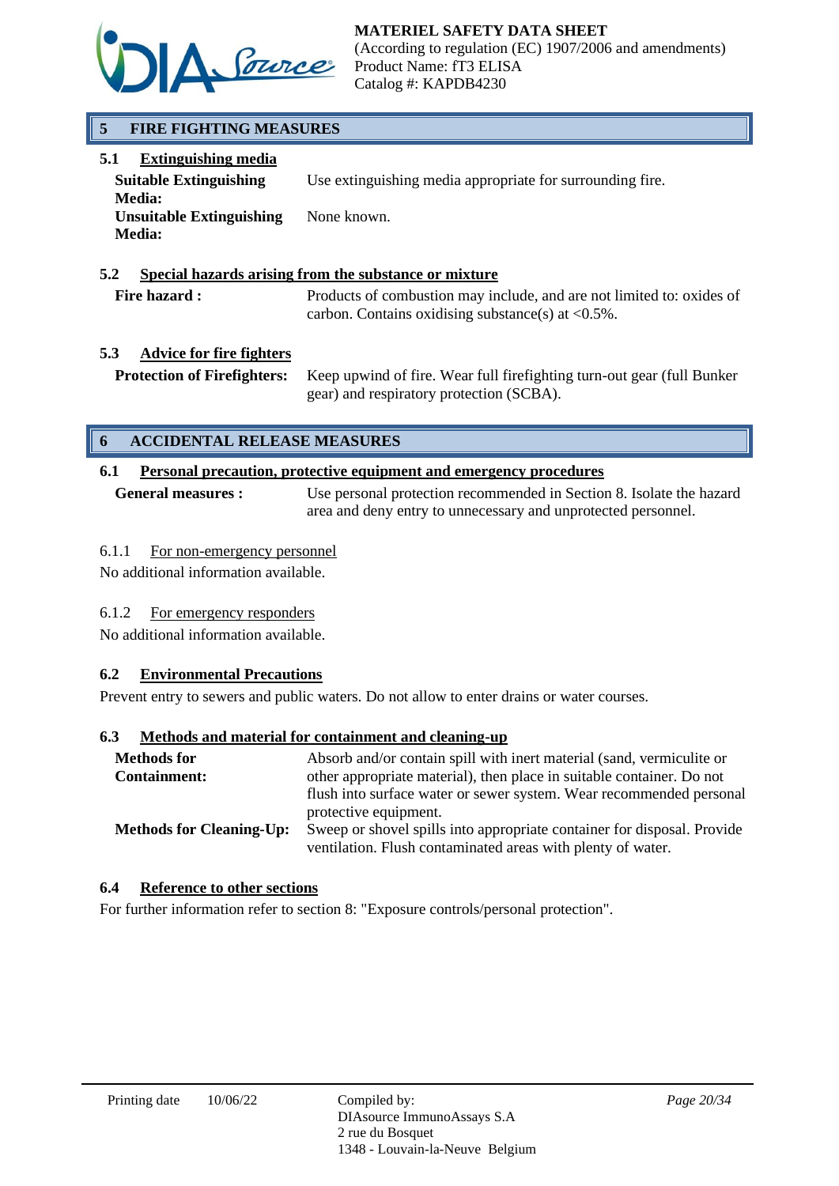## 5 FIRE FIGHTING MEASURES

### 5.1 Extinguishing media

| | |
|---|---|
| **Suitable Extinguishing Media:** | Use extinguishing media appropriate for surrounding fire. |
| **Unsuitable Extinguishing Media:** | None known. |

### 5.2 Special hazards arising from the substance or mixture

| | |
|---|---|
| **Fire hazard :** | Products of combustion may include, and are not limited to: oxides of carbon. Contains oxidising substance(s) at <0.5%. |

### 5.3 Advice for fire fighters

| | |
|---|---|
| **Protection of Firefighters:** | Keep upwind of fire. Wear full firefighting turn-out gear (full Bunker gear) and respiratory protection (SCBA). |

## 6 ACCIDENTAL RELEASE MEASURES

### 6.1 Personal precaution, protective equipment and emergency procedures

| | |
|---|---|
| **General measures :** | Use personal protection recommended in Section 8. Isolate the hazard area and deny entry to unnecessary and unprotected personnel. |

#### 6.1.1 For non-emergency personnel

No additional information available.

#### 6.1.2 For emergency responders

No additional information available.

### 6.2 Environmental Precautions

Prevent entry to sewers and public waters. Do not allow to enter drains or water courses.

### 6.3 Methods and material for containment and cleaning-up

| | |
|---|---|
| **Methods for Containment:** | Absorb and/or contain spill with inert material (sand, vermiculite or other appropriate material), then place in suitable container. Do not flush into surface water or sewer system. Wear recommended personal protective equipment. |
| **Methods for Cleaning-Up:** | Sweep or shovel spills into appropriate container for disposal. Provide ventilation. Flush contaminated areas with plenty of water. |

### 6.4 Reference to other sections

For further information refer to section 8: "Exposure controls/personal protection".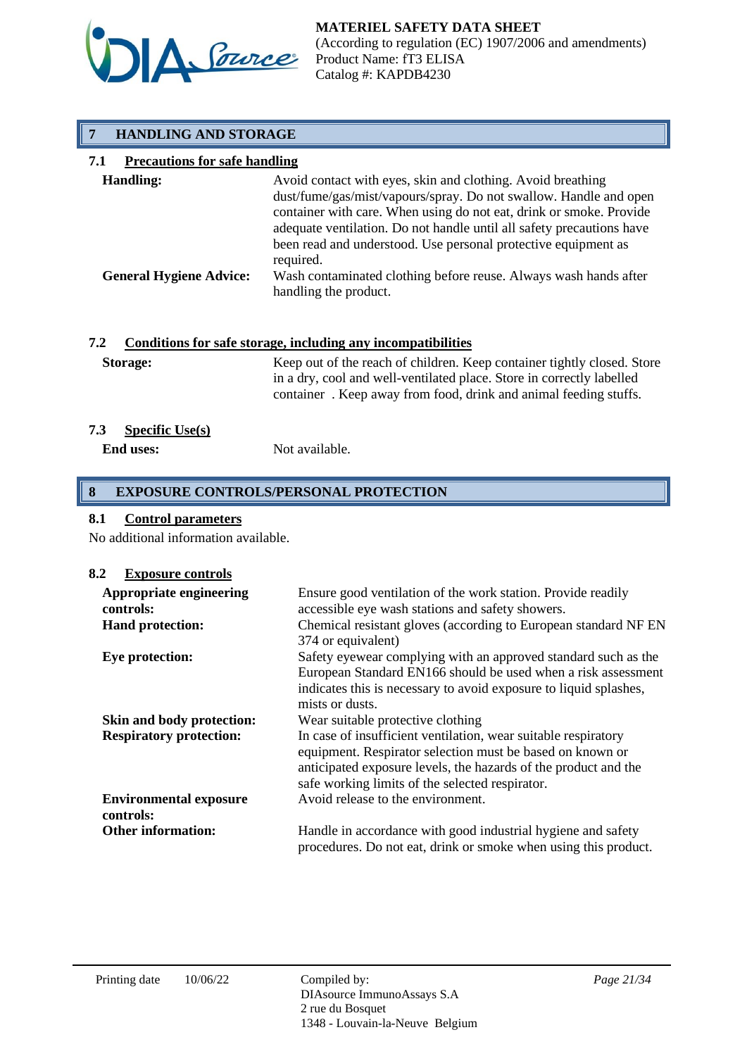## 7 HANDLING AND STORAGE

### 7.1 Precautions for safe handling

**Handling:** Avoid contact with eyes, skin and clothing. Avoid breathing dust/fume/gas/mist/vapours/spray. Do not swallow. Handle and open container with care. When using do not eat, drink or smoke. Provide adequate ventilation. Do not handle until all safety precautions have been read and understood. Use personal protective equipment as required.

**General Hygiene Advice:** Wash contaminated clothing before reuse. Always wash hands after handling the product.

### 7.2 Conditions for safe storage, including any incompatibilities

**Storage:** Keep out of the reach of children. Keep container tightly closed. Store in a dry, cool and well-ventilated place. Store in correctly labelled container . Keep away from food, drink and animal feeding stuffs.

### 7.3 Specific Use(s)

**End uses:** Not available.

## 8 EXPOSURE CONTROLS/PERSONAL PROTECTION

### 8.1 Control parameters

No additional information available.

### 8.2 Exposure controls

**Appropriate engineering controls:** Ensure good ventilation of the work station. Provide readily accessible eye wash stations and safety showers.

**Hand protection:** Chemical resistant gloves (according to European standard NF EN 374 or equivalent)

**Eye protection:** Safety eyewear complying with an approved standard such as the European Standard EN166 should be used when a risk assessment indicates this is necessary to avoid exposure to liquid splashes, mists or dusts.

**Skin and body protection:** Wear suitable protective clothing

**Respiratory protection:** In case of insufficient ventilation, wear suitable respiratory equipment. Respirator selection must be based on known or anticipated exposure levels, the hazards of the product and the safe working limits of the selected respirator.

**Environmental exposure controls:** Avoid release to the environment.

**Other information:** Handle in accordance with good industrial hygiene and safety procedures. Do not eat, drink or smoke when using this product.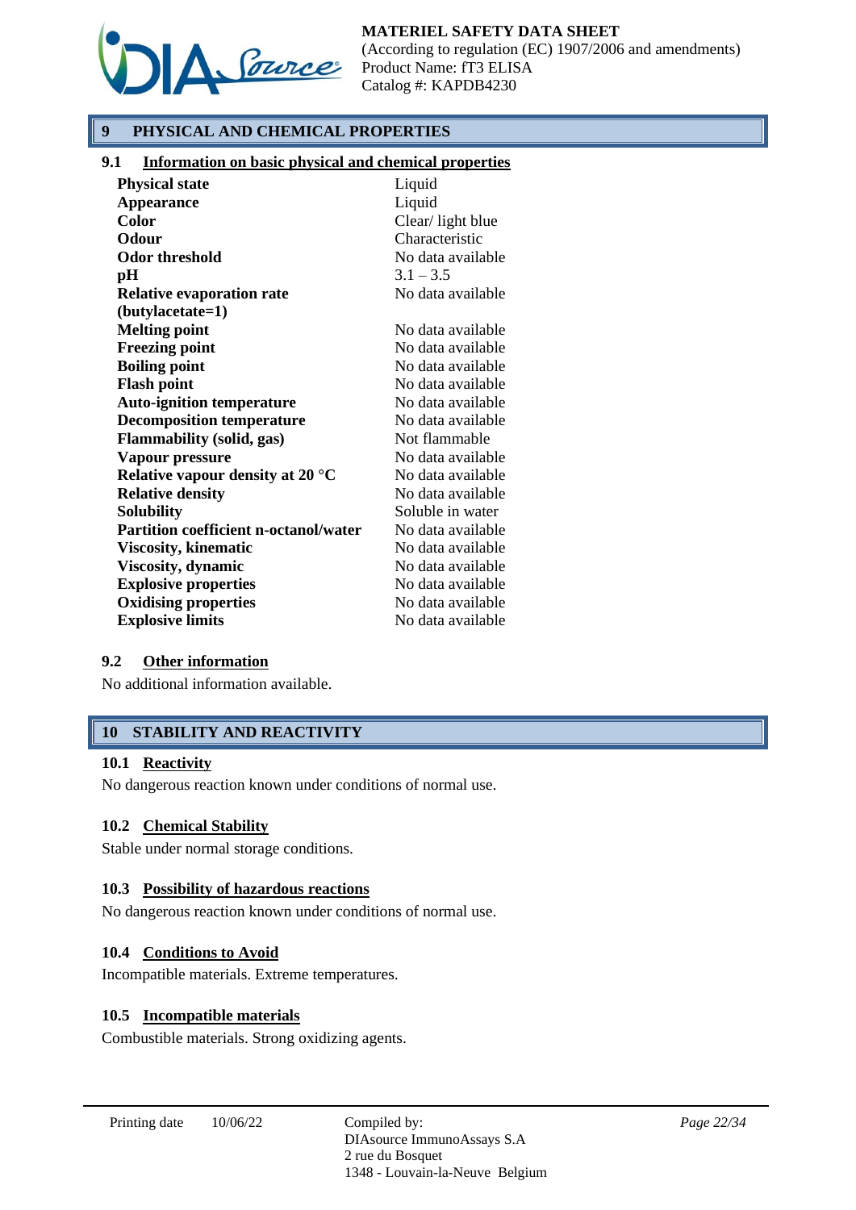## 9 PHYSICAL AND CHEMICAL PROPERTIES

### 9.1 Information on basic physical and chemical properties

| Property | Value |
|---|---|
| **Physical state** | Liquid |
| **Appearance** | Liquid |
| **Color** | Clear/ light blue |
| **Odour** | Characteristic |
| **Odor threshold** | No data available |
| **pH** | 3.1 – 3.5 |
| **Relative evaporation rate (butylacetate=1)** | No data available |
| **Melting point** | No data available |
| **Freezing point** | No data available |
| **Boiling point** | No data available |
| **Flash point** | No data available |
| **Auto-ignition temperature** | No data available |
| **Decomposition temperature** | No data available |
| **Flammability (solid, gas)** | Not flammable |
| **Vapour pressure** | No data available |
| **Relative vapour density at 20 °C** | No data available |
| **Relative density** | No data available |
| **Solubility** | Soluble in water |
| **Partition coefficient n-octanol/water** | No data available |
| **Viscosity, kinematic** | No data available |
| **Viscosity, dynamic** | No data available |
| **Explosive properties** | No data available |
| **Oxidising properties** | No data available |
| **Explosive limits** | No data available |

### 9.2 Other information

No additional information available.

## 10 STABILITY AND REACTIVITY

### 10.1 Reactivity

No dangerous reaction known under conditions of normal use.

### 10.2 Chemical Stability

Stable under normal storage conditions.

### 10.3 Possibility of hazardous reactions

No dangerous reaction known under conditions of normal use.

### 10.4 Conditions to Avoid

Incompatible materials. Extreme temperatures.

### 10.5 Incompatible materials

Combustible materials. Strong oxidizing agents.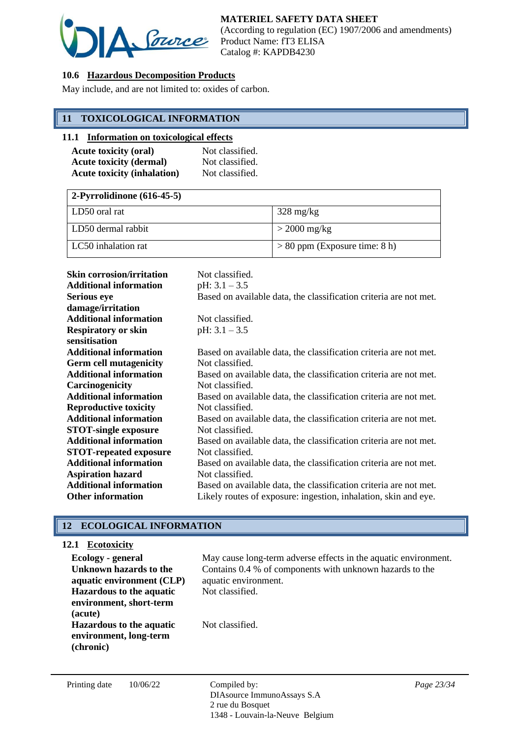### 10.6 Hazardous Decomposition Products

May include, and are not limited to: oxides of carbon.

## 11 TOXICOLOGICAL INFORMATION

### 11.1 Information on toxicological effects

**Acute toxicity (oral)** Not classified.
**Acute toxicity (dermal)** Not classified.
**Acute toxicity (inhalation)** Not classified.

| 2-Pyrrolidinone (616-45-5) | |
|---|---|
| LD50 oral rat | 328 mg/kg |
| LD50 dermal rabbit | > 2000 mg/kg |
| LC50 inhalation rat | > 80 ppm (Exposure time: 8 h) |

**Skin corrosion/irritation** Not classified.
**Additional information** pH: 3.1 – 3.5
**Serious eye damage/irritation** Based on available data, the classification criteria are not met.
**Additional information** Not classified.
**Respiratory or skin sensitisation** pH: 3.1 – 3.5
**Additional information** Based on available data, the classification criteria are not met.
**Germ cell mutagenicity** Not classified.
**Additional information** Based on available data, the classification criteria are not met.
**Carcinogenicity** Not classified.
**Additional information** Based on available data, the classification criteria are not met.
**Reproductive toxicity** Not classified.
**Additional information** Based on available data, the classification criteria are not met.
**STOT-single exposure** Not classified.
**Additional information** Based on available data, the classification criteria are not met.
**STOT-repeated exposure** Not classified.
**Additional information** Based on available data, the classification criteria are not met.
**Aspiration hazard** Not classified.
**Additional information** Based on available data, the classification criteria are not met.
**Other information** Likely routes of exposure: ingestion, inhalation, skin and eye.

## 12 ECOLOGICAL INFORMATION

### 12.1 Ecotoxicity

**Ecology - general** May cause long-term adverse effects in the aquatic environment.
**Unknown hazards to the aquatic environment (CLP)** Contains 0.4 % of components with unknown hazards to the aquatic environment.
**Hazardous to the aquatic environment, short-term (acute)** Not classified.
**Hazardous to the aquatic environment, long-term (chronic)** Not classified.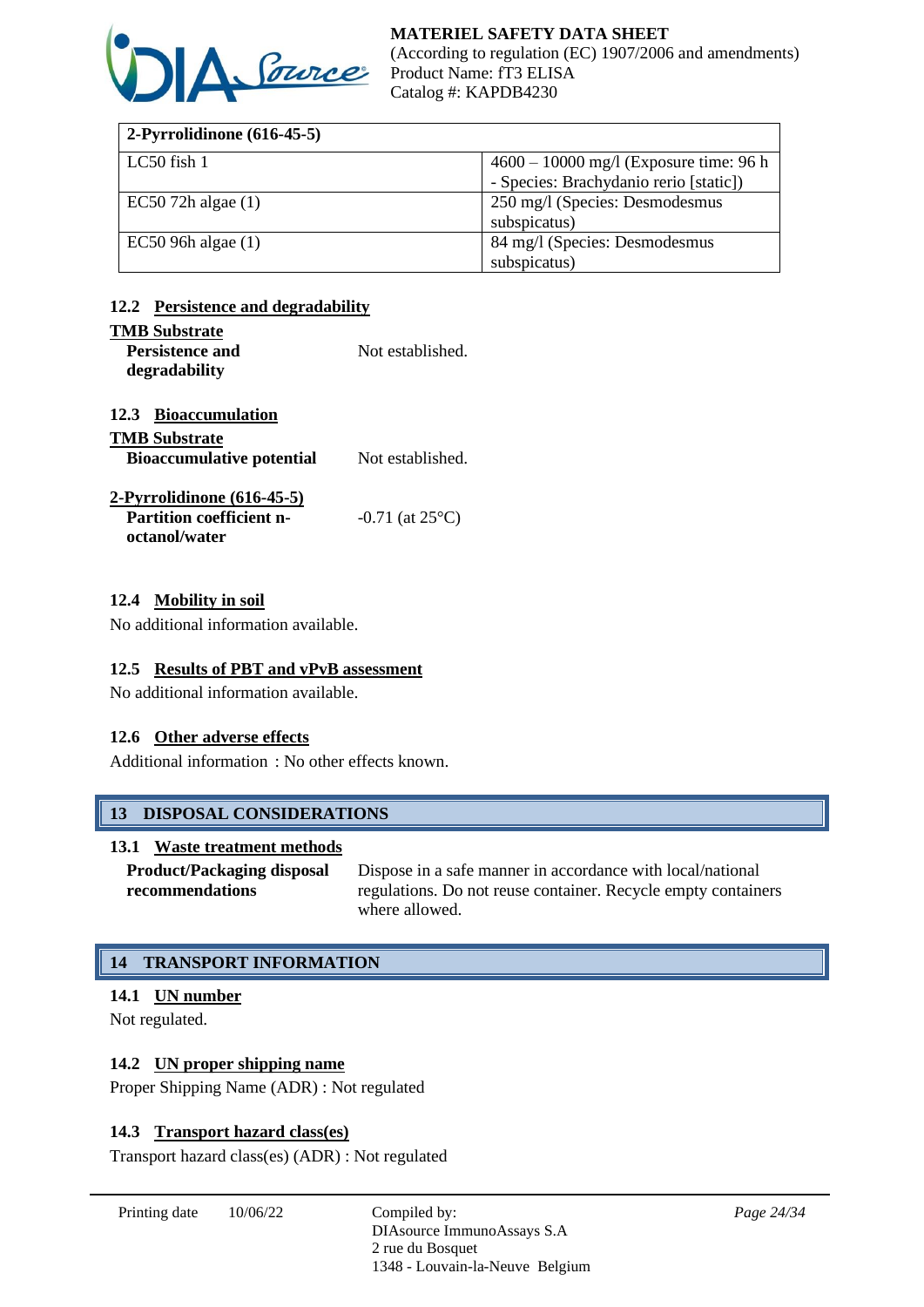| 2-Pyrrolidinone (616-45-5) | |
|---|---|
| LC50 fish 1 | 4600 – 10000 mg/l (Exposure time: 96 h - Species: Brachydanio rerio [static]) |
| EC50 72h algae (1) | 250 mg/l (Species: Desmodesmus subspicatus) |
| EC50 96h algae (1) | 84 mg/l (Species: Desmodesmus subspicatus) |

### 12.2 Persistence and degradability

**TMB Substrate**

| | |
|---|---|
| **Persistence and degradability** | Not established. |

### 12.3 Bioaccumulation

**TMB Substrate**

| | |
|---|---|
| **Bioaccumulative potential** | Not established. |

**2-Pyrrolidinone (616-45-5)**

| | |
|---|---|
| **Partition coefficient n-octanol/water** | -0.71 (at 25°C) |

### 12.4 Mobility in soil

No additional information available.

### 12.5 Results of PBT and vPvB assessment

No additional information available.

### 12.6 Other adverse effects

Additional information : No other effects known.

## 13 DISPOSAL CONSIDERATIONS

### 13.1 Waste treatment methods

| | |
|---|---|
| **Product/Packaging disposal recommendations** | Dispose in a safe manner in accordance with local/national regulations. Do not reuse container. Recycle empty containers where allowed. |

## 14 TRANSPORT INFORMATION

### 14.1 UN number

Not regulated.

### 14.2 UN proper shipping name

Proper Shipping Name (ADR) : Not regulated

### 14.3 Transport hazard class(es)

Transport hazard class(es) (ADR) : Not regulated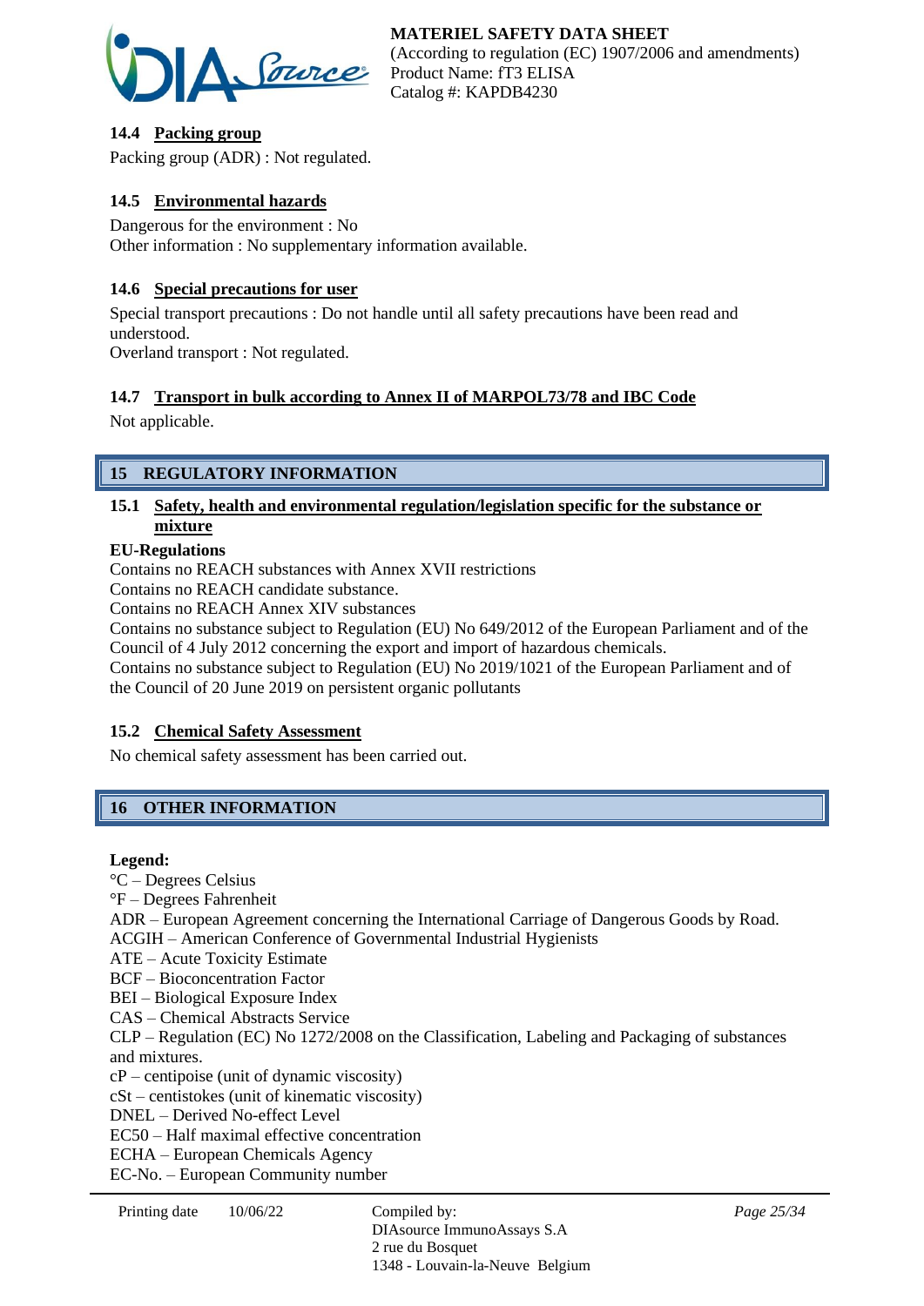#### 14.4 Packing group

Packing group (ADR) : Not regulated.

#### 14.5 Environmental hazards

Dangerous for the environment : No
Other information : No supplementary information available.

#### 14.6 Special precautions for user

Special transport precautions : Do not handle until all safety precautions have been read and understood.
Overland transport : Not regulated.

#### 14.7 Transport in bulk according to Annex II of MARPOL73/78 and IBC Code

Not applicable.

## 15 REGULATORY INFORMATION

#### 15.1 Safety, health and environmental regulation/legislation specific for the substance or mixture

**EU-Regulations**

Contains no REACH substances with Annex XVII restrictions
Contains no REACH candidate substance.
Contains no REACH Annex XIV substances
Contains no substance subject to Regulation (EU) No 649/2012 of the European Parliament and of the Council of 4 July 2012 concerning the export and import of hazardous chemicals.
Contains no substance subject to Regulation (EU) No 2019/1021 of the European Parliament and of the Council of 20 June 2019 on persistent organic pollutants

#### 15.2 Chemical Safety Assessment

No chemical safety assessment has been carried out.

## 16 OTHER INFORMATION

**Legend:**

°C – Degrees Celsius
°F – Degrees Fahrenheit
ADR – European Agreement concerning the International Carriage of Dangerous Goods by Road.
ACGIH – American Conference of Governmental Industrial Hygienists
ATE – Acute Toxicity Estimate
BCF – Bioconcentration Factor
BEI – Biological Exposure Index
CAS – Chemical Abstracts Service
CLP – Regulation (EC) No 1272/2008 on the Classification, Labeling and Packaging of substances and mixtures.
cP – centipoise (unit of dynamic viscosity)
cSt – centistokes (unit of kinematic viscosity)
DNEL – Derived No-effect Level
EC50 – Half maximal effective concentration
ECHA – European Chemicals Agency
EC-No. – European Community number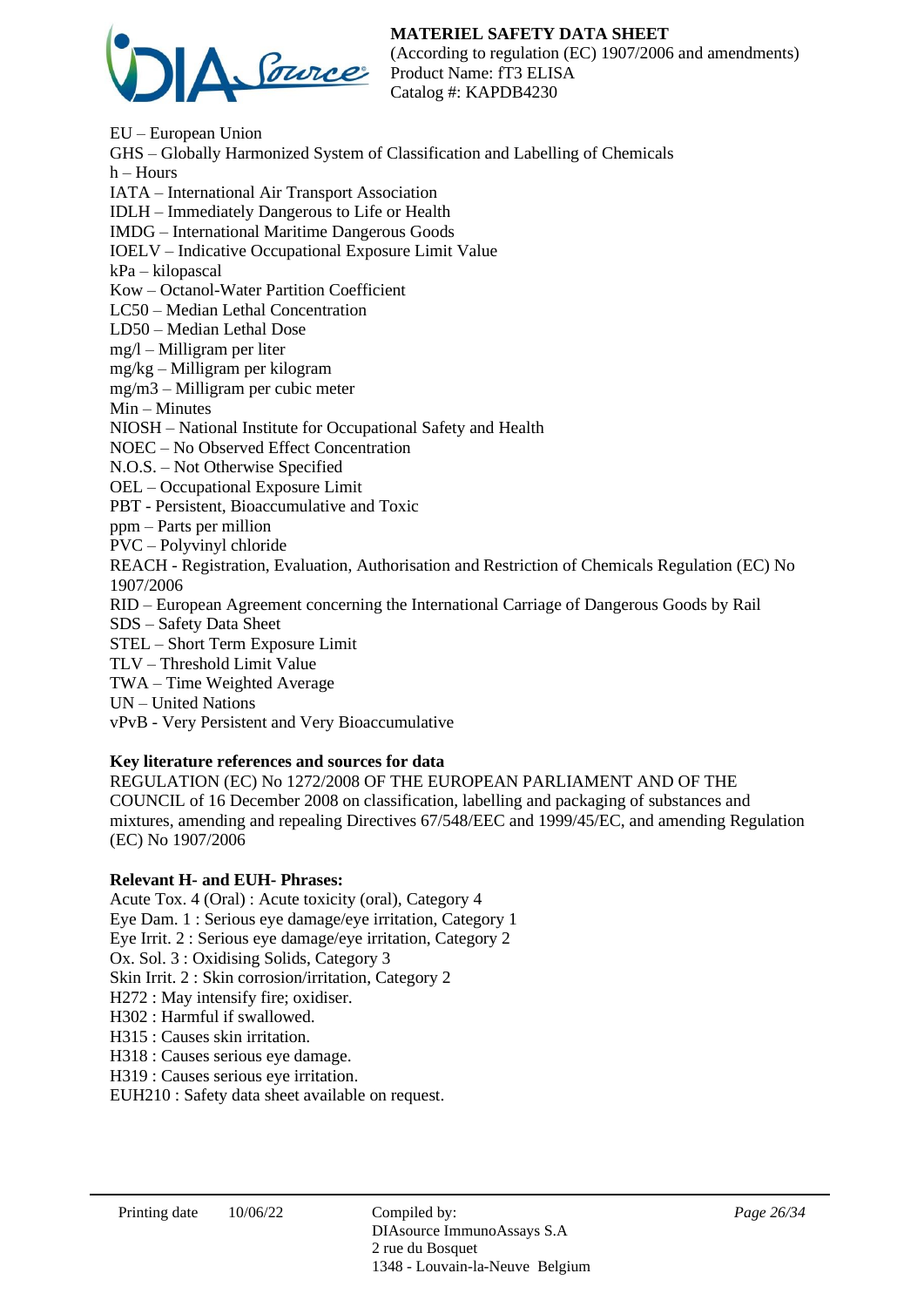EU – European Union
GHS – Globally Harmonized System of Classification and Labelling of Chemicals
h – Hours
IATA – International Air Transport Association
IDLH – Immediately Dangerous to Life or Health
IMDG – International Maritime Dangerous Goods
IOELV – Indicative Occupational Exposure Limit Value
kPa – kilopascal
Kow – Octanol-Water Partition Coefficient
LC50 – Median Lethal Concentration
LD50 – Median Lethal Dose
mg/l – Milligram per liter
mg/kg – Milligram per kilogram
mg/m3 – Milligram per cubic meter
Min – Minutes
NIOSH – National Institute for Occupational Safety and Health
NOEC – No Observed Effect Concentration
N.O.S. – Not Otherwise Specified
OEL – Occupational Exposure Limit
PBT - Persistent, Bioaccumulative and Toxic
ppm – Parts per million
PVC – Polyvinyl chloride
REACH - Registration, Evaluation, Authorisation and Restriction of Chemicals Regulation (EC) No 1907/2006
RID – European Agreement concerning the International Carriage of Dangerous Goods by Rail
SDS – Safety Data Sheet
STEL – Short Term Exposure Limit
TLV – Threshold Limit Value
TWA – Time Weighted Average
UN – United Nations
vPvB - Very Persistent and Very Bioaccumulative

**Key literature references and sources for data**

REGULATION (EC) No 1272/2008 OF THE EUROPEAN PARLIAMENT AND OF THE COUNCIL of 16 December 2008 on classification, labelling and packaging of substances and mixtures, amending and repealing Directives 67/548/EEC and 1999/45/EC, and amending Regulation (EC) No 1907/2006

**Relevant H- and EUH- Phrases:**

Acute Tox. 4 (Oral) : Acute toxicity (oral), Category 4
Eye Dam. 1 : Serious eye damage/eye irritation, Category 1
Eye Irrit. 2 : Serious eye damage/eye irritation, Category 2
Ox. Sol. 3 : Oxidising Solids, Category 3
Skin Irrit. 2 : Skin corrosion/irritation, Category 2
H272 : May intensify fire; oxidiser.
H302 : Harmful if swallowed.
H315 : Causes skin irritation.
H318 : Causes serious eye damage.
H319 : Causes serious eye irritation.
EUH210 : Safety data sheet available on request.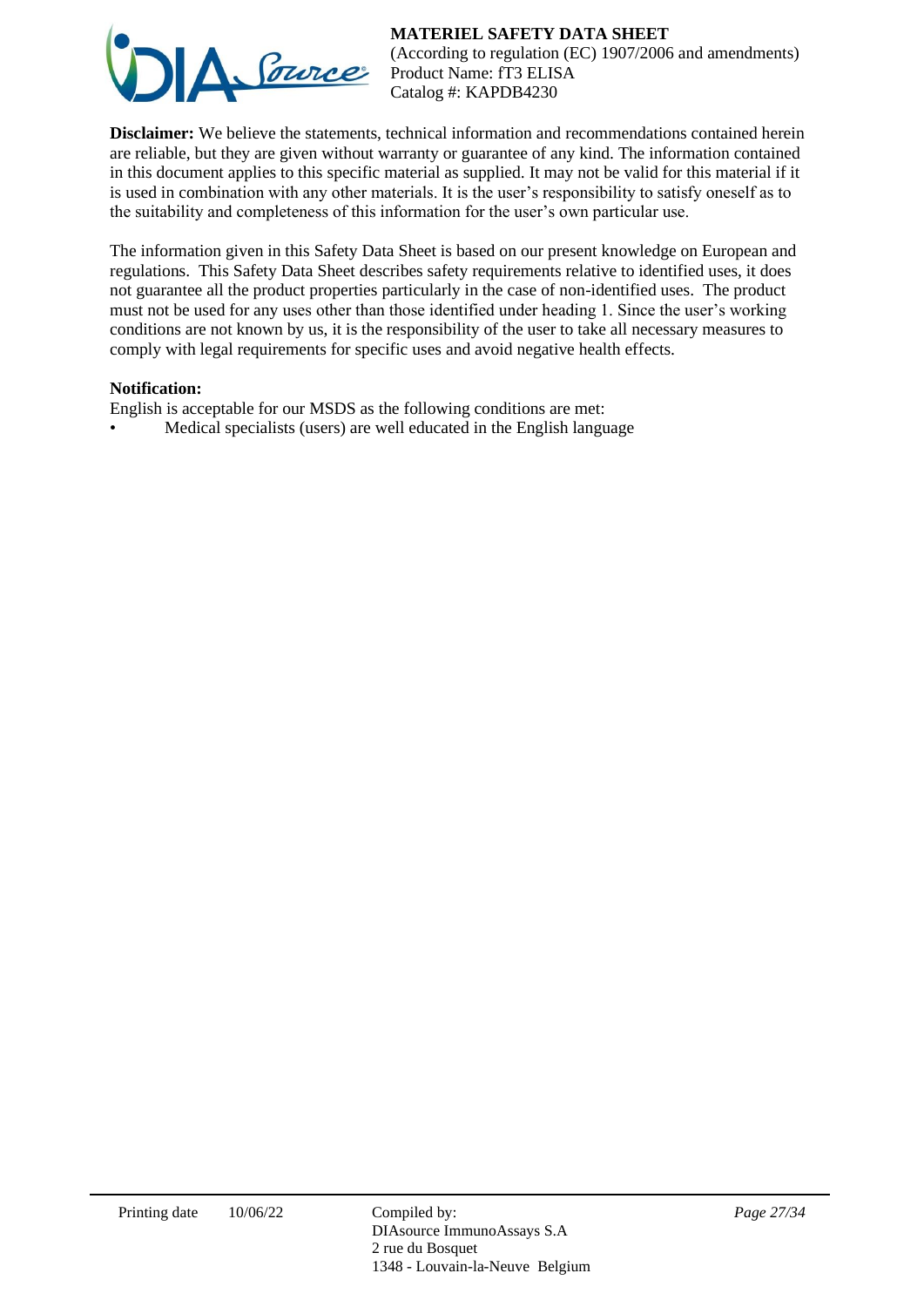**Disclaimer:** We believe the statements, technical information and recommendations contained herein are reliable, but they are given without warranty or guarantee of any kind. The information contained in this document applies to this specific material as supplied. It may not be valid for this material if it is used in combination with any other materials. It is the user's responsibility to satisfy oneself as to the suitability and completeness of this information for the user's own particular use.

The information given in this Safety Data Sheet is based on our present knowledge on European and regulations. This Safety Data Sheet describes safety requirements relative to identified uses, it does not guarantee all the product properties particularly in the case of non-identified uses. The product must not be used for any uses other than those identified under heading 1. Since the user's working conditions are not known by us, it is the responsibility of the user to take all necessary measures to comply with legal requirements for specific uses and avoid negative health effects.

**Notification:**

English is acceptable for our MSDS as the following conditions are met:

- Medical specialists (users) are well educated in the English language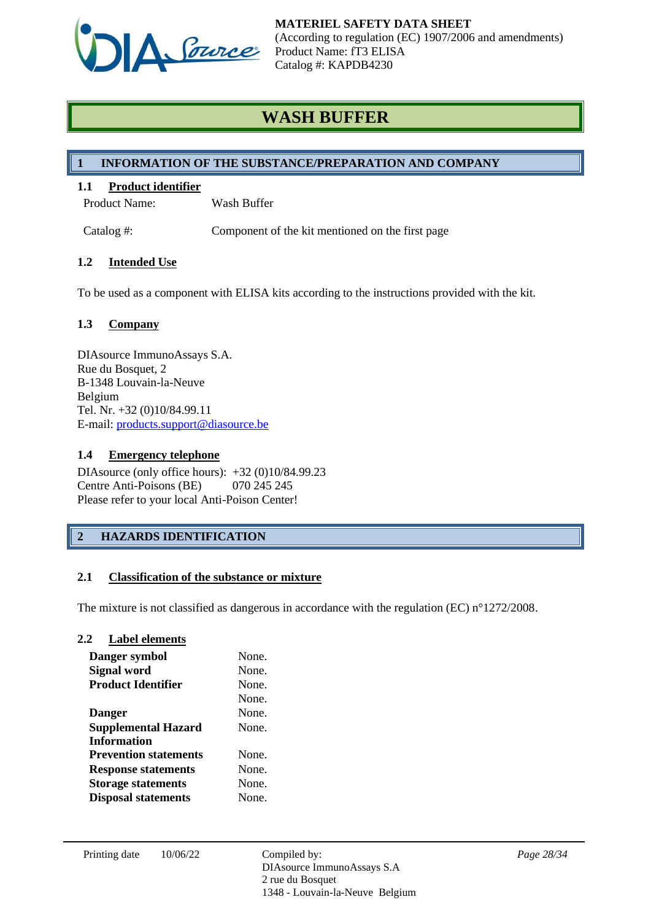**MATERIEL SAFETY DATA SHEET**
(According to regulation (EC) 1907/2006 and amendments)
Product Name: fT3 ELISA
Catalog #: KAPDB4230

# WASH BUFFER

## 1 INFORMATION OF THE SUBSTANCE/PREPARATION AND COMPANY

### 1.1 Product identifier

| | |
|---|---|
| Product Name: | Wash Buffer |
| Catalog #: | Component of the kit mentioned on the first page |

### 1.2 Intended Use

To be used as a component with ELISA kits according to the instructions provided with the kit.

### 1.3 Company

DIAsource ImmunoAssays S.A.
Rue du Bosquet, 2
B-1348 Louvain-la-Neuve
Belgium
Tel. Nr. +32 (0)10/84.99.11
E-mail: products.support@diasource.be

### 1.4 Emergency telephone

DIAsource (only office hours): +32 (0)10/84.99.23
Centre Anti-Poisons (BE) 070 245 245
Please refer to your local Anti-Poison Center!

## 2 HAZARDS IDENTIFICATION

### 2.1 Classification of the substance or mixture

The mixture is not classified as dangerous in accordance with the regulation (EC) n°1272/2008.

### 2.2 Label elements

| | |
|---|---|
| **Danger symbol** | None. |
| **Signal word** | None. |
| **Product Identifier** | None. |
| | None. |
| **Danger** | None. |
| **Supplemental Hazard Information** | None. |
| **Prevention statements** | None. |
| **Response statements** | None. |
| **Storage statements** | None. |
| **Disposal statements** | None. |

Printing date 10/06/22

Compiled by:
DIAsource ImmunoAssays S.A
2 rue du Bosquet
1348 - Louvain-la-Neuve Belgium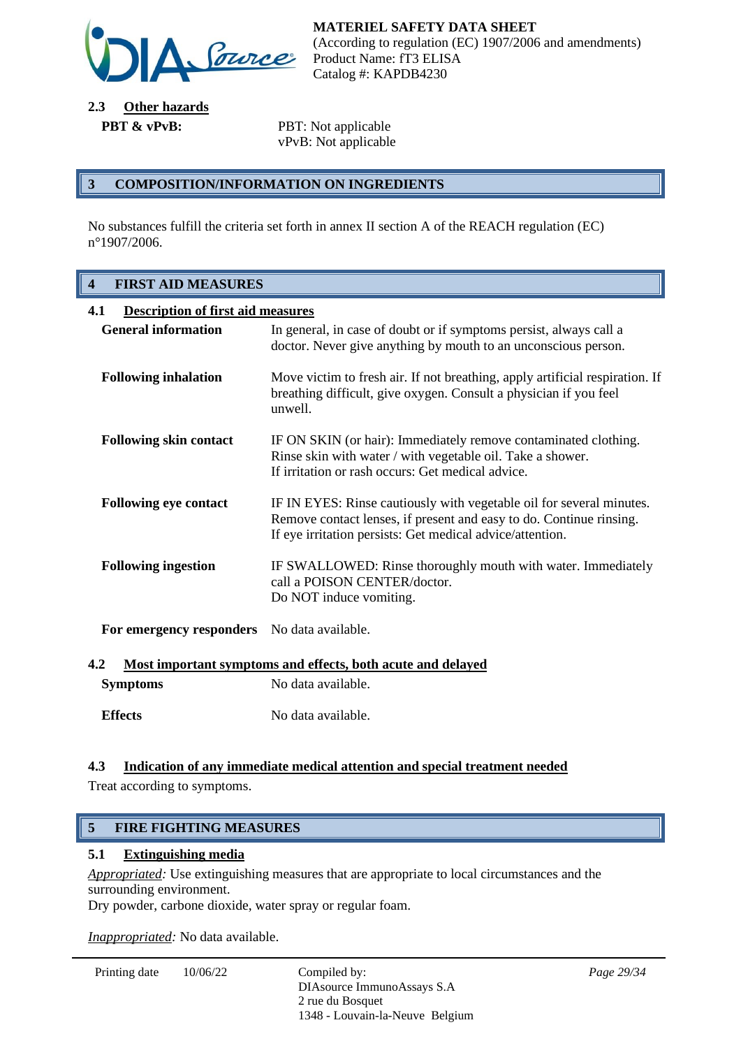### 2.3 Other hazards

**PBT & vPvB:** PBT: Not applicable
vPvB: Not applicable

## 3 COMPOSITION/INFORMATION ON INGREDIENTS

No substances fulfill the criteria set forth in annex II section A of the REACH regulation (EC) n°1907/2006.

## 4 FIRST AID MEASURES

### 4.1 Description of first aid measures

| | |
|---|---|
| **General information** | In general, in case of doubt or if symptoms persist, always call a doctor. Never give anything by mouth to an unconscious person. |
| **Following inhalation** | Move victim to fresh air. If not breathing, apply artificial respiration. If breathing difficult, give oxygen. Consult a physician if you feel unwell. |
| **Following skin contact** | IF ON SKIN (or hair): Immediately remove contaminated clothing. Rinse skin with water / with vegetable oil. Take a shower. If irritation or rash occurs: Get medical advice. |
| **Following eye contact** | IF IN EYES: Rinse cautiously with vegetable oil for several minutes. Remove contact lenses, if present and easy to do. Continue rinsing. If eye irritation persists: Get medical advice/attention. |
| **Following ingestion** | IF SWALLOWED: Rinse thoroughly mouth with water. Immediately call a POISON CENTER/doctor. Do NOT induce vomiting. |
| **For emergency responders** | No data available. |

### 4.2 Most important symptoms and effects, both acute and delayed

| | |
|---|---|
| **Symptoms** | No data available. |
| **Effects** | No data available. |

### 4.3 Indication of any immediate medical attention and special treatment needed

Treat according to symptoms.

## 5 FIRE FIGHTING MEASURES

### 5.1 Extinguishing media

*Appropriated:* Use extinguishing measures that are appropriate to local circumstances and the surrounding environment.
Dry powder, carbone dioxide, water spray or regular foam.

*Inappropriated:* No data available.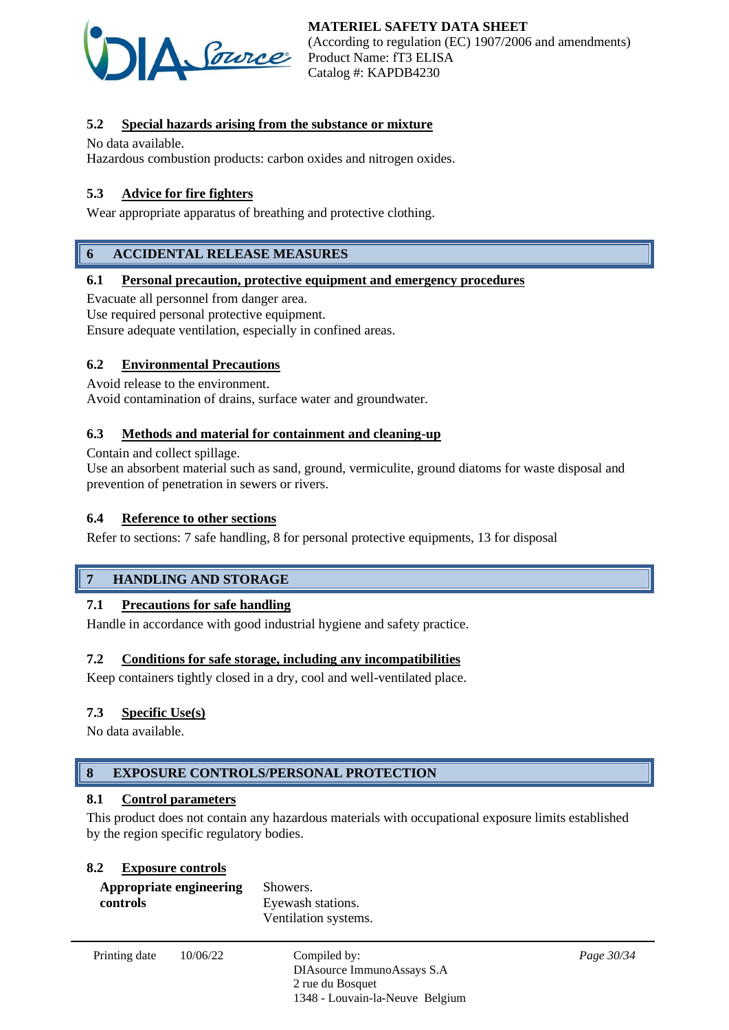### 5.2 Special hazards arising from the substance or mixture

No data available.
Hazardous combustion products: carbon oxides and nitrogen oxides.

### 5.3 Advice for fire fighters

Wear appropriate apparatus of breathing and protective clothing.

## 6 ACCIDENTAL RELEASE MEASURES

### 6.1 Personal precaution, protective equipment and emergency procedures

Evacuate all personnel from danger area.
Use required personal protective equipment.
Ensure adequate ventilation, especially in confined areas.

### 6.2 Environmental Precautions

Avoid release to the environment.
Avoid contamination of drains, surface water and groundwater.

### 6.3 Methods and material for containment and cleaning-up

Contain and collect spillage.
Use an absorbent material such as sand, ground, vermiculite, ground diatoms for waste disposal and prevention of penetration in sewers or rivers.

### 6.4 Reference to other sections

Refer to sections: 7 safe handling, 8 for personal protective equipments, 13 for disposal

## 7 HANDLING AND STORAGE

### 7.1 Precautions for safe handling

Handle in accordance with good industrial hygiene and safety practice.

### 7.2 Conditions for safe storage, including any incompatibilities

Keep containers tightly closed in a dry, cool and well-ventilated place.

### 7.3 Specific Use(s)

No data available.

## 8 EXPOSURE CONTROLS/PERSONAL PROTECTION

### 8.1 Control parameters

This product does not contain any hazardous materials with occupational exposure limits established by the region specific regulatory bodies.

### 8.2 Exposure controls

**Appropriate engineering controls**

Showers.
Eyewash stations.
Ventilation systems.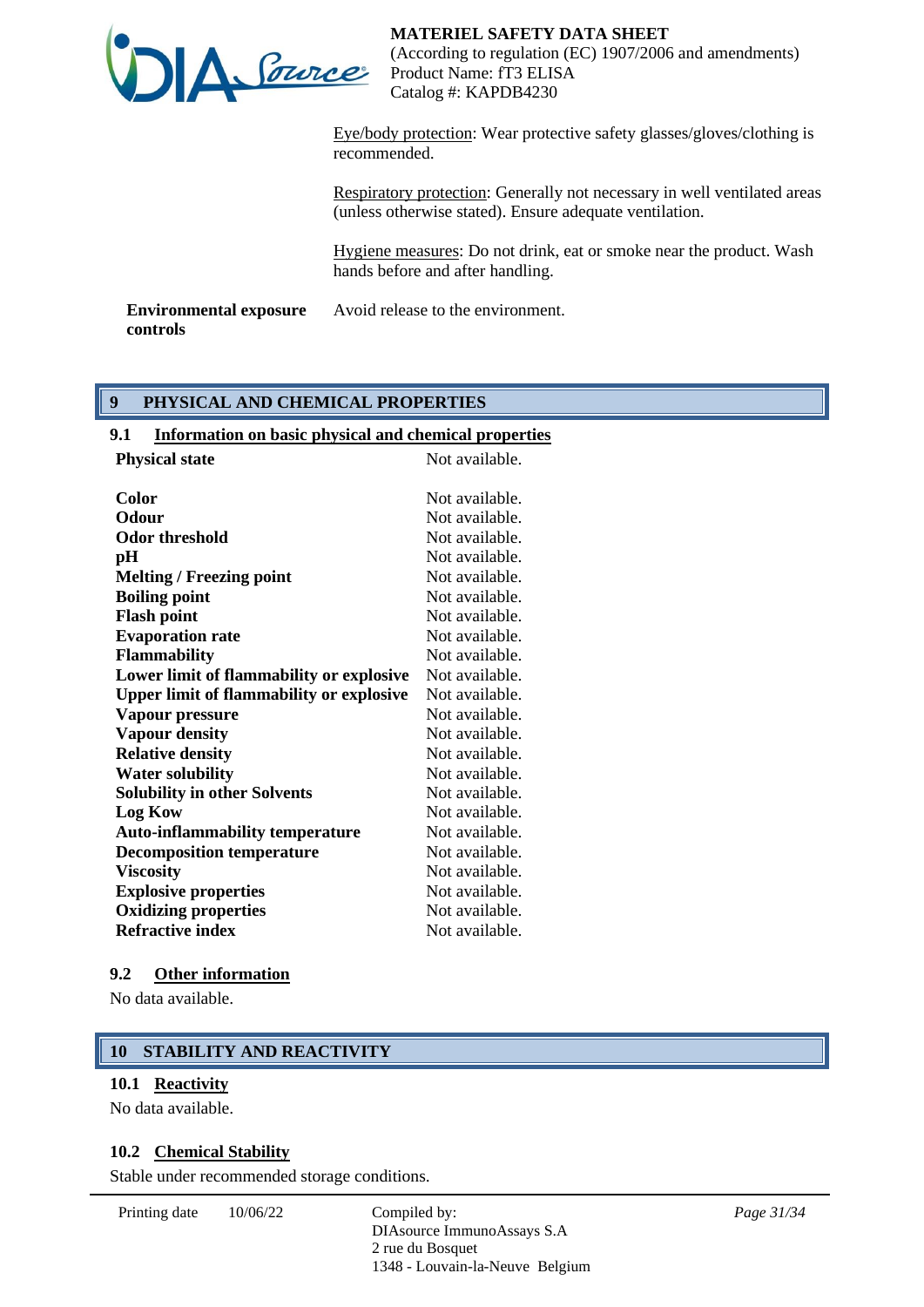Eye/body protection: Wear protective safety glasses/gloves/clothing is recommended.

Respiratory protection: Generally not necessary in well ventilated areas (unless otherwise stated). Ensure adequate ventilation.

Hygiene measures: Do not drink, eat or smoke near the product. Wash hands before and after handling.

**Environmental exposure controls** Avoid release to the environment.

## 9 PHYSICAL AND CHEMICAL PROPERTIES

### 9.1 Information on basic physical and chemical properties

| Property | Value |
|---|---|
| **Physical state** | Not available. |
| **Color** | Not available. |
| **Odour** | Not available. |
| **Odor threshold** | Not available. |
| **pH** | Not available. |
| **Melting / Freezing point** | Not available. |
| **Boiling point** | Not available. |
| **Flash point** | Not available. |
| **Evaporation rate** | Not available. |
| **Flammability** | Not available. |
| **Lower limit of flammability or explosive** | Not available. |
| **Upper limit of flammability or explosive** | Not available. |
| **Vapour pressure** | Not available. |
| **Vapour density** | Not available. |
| **Relative density** | Not available. |
| **Water solubility** | Not available. |
| **Solubility in other Solvents** | Not available. |
| **Log Kow** | Not available. |
| **Auto-inflammability temperature** | Not available. |
| **Decomposition temperature** | Not available. |
| **Viscosity** | Not available. |
| **Explosive properties** | Not available. |
| **Oxidizing properties** | Not available. |
| **Refractive index** | Not available. |

### 9.2 Other information

No data available.

## 10 STABILITY AND REACTIVITY

### 10.1 Reactivity

No data available.

### 10.2 Chemical Stability

Stable under recommended storage conditions.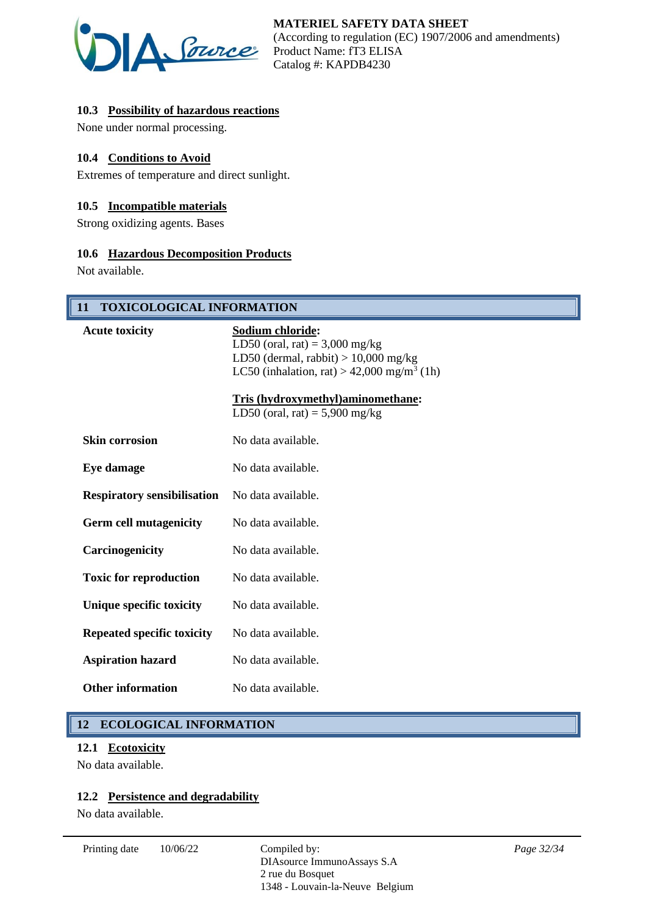### 10.3 Possibility of hazardous reactions

None under normal processing.

### 10.4 Conditions to Avoid

Extremes of temperature and direct sunlight.

### 10.5 Incompatible materials

Strong oxidizing agents. Bases

### 10.6 Hazardous Decomposition Products

Not available.

## 11 TOXICOLOGICAL INFORMATION

| | |
|---|---|
| **Acute toxicity** | **Sodium chloride:**<br>LD50 (oral, rat) = 3,000 mg/kg<br>LD50 (dermal, rabbit) > 10,000 mg/kg<br>LC50 (inhalation, rat) > 42,000 mg/m$^3$ (1h)<br><br>**Tris (hydroxymethyl)aminomethane:**<br>LD50 (oral, rat) = 5,900 mg/kg |
| **Skin corrosion** | No data available. |
| **Eye damage** | No data available. |
| **Respiratory sensibilisation** | No data available. |
| **Germ cell mutagenicity** | No data available. |
| **Carcinogenicity** | No data available. |
| **Toxic for reproduction** | No data available. |
| **Unique specific toxicity** | No data available. |
| **Repeated specific toxicity** | No data available. |
| **Aspiration hazard** | No data available. |
| **Other information** | No data available. |

## 12 ECOLOGICAL INFORMATION

### 12.1 Ecotoxicity

No data available.

### 12.2 Persistence and degradability

No data available.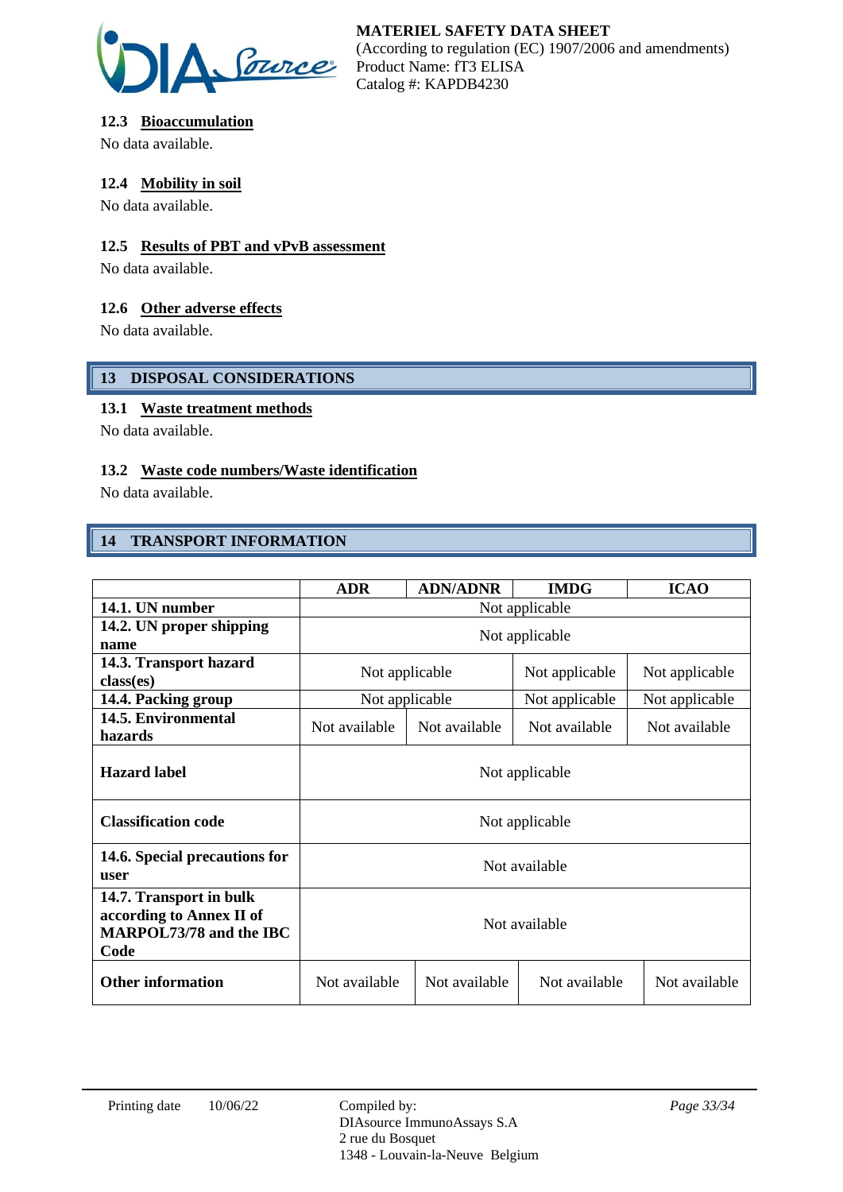### 12.3 Bioaccumulation

No data available.

### 12.4 Mobility in soil

No data available.

### 12.5 Results of PBT and vPvB assessment

No data available.

### 12.6 Other adverse effects

No data available.

## 13 DISPOSAL CONSIDERATIONS

### 13.1 Waste treatment methods

No data available.

### 13.2 Waste code numbers/Waste identification

No data available.

## 14 TRANSPORT INFORMATION

| | ADR | ADN/ADNR | IMDG | ICAO |
|---|---|---|---|---|
| **14.1. UN number** | Not applicable | | | |
| **14.2. UN proper shipping name** | Not applicable | | | |
| **14.3. Transport hazard class(es)** | Not applicable | | Not applicable | Not applicable |
| **14.4. Packing group** | Not applicable | | Not applicable | Not applicable |
| **14.5. Environmental hazards** | Not available | Not available | Not available | Not available |
| **Hazard label** | Not applicable | | | |
| **Classification code** | Not applicable | | | |
| **14.6. Special precautions for user** | Not available | | | |
| **14.7. Transport in bulk according to Annex II of MARPOL73/78 and the IBC Code** | Not available | | | |
| **Other information** | Not available | Not available | Not available | Not available |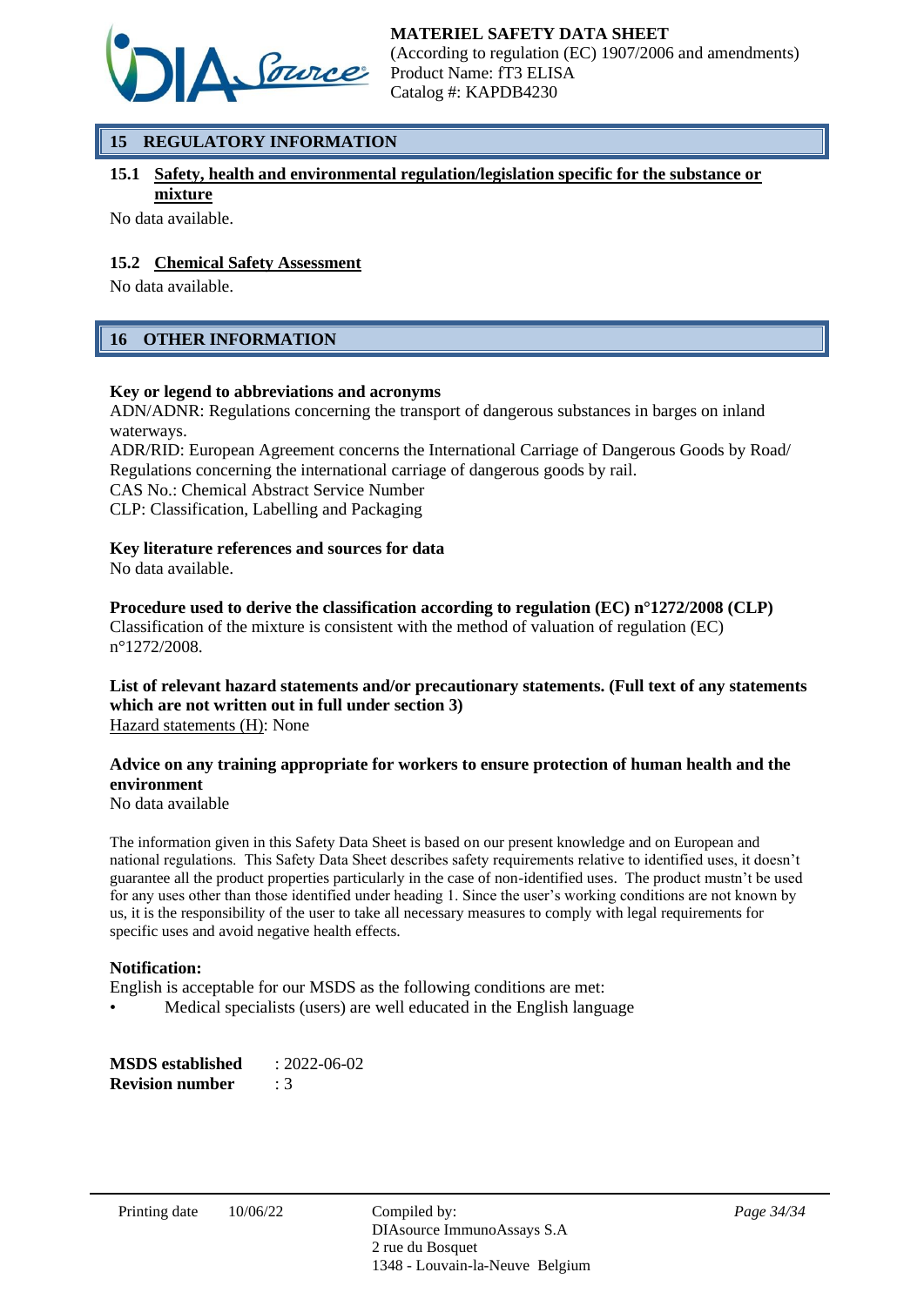## 15 REGULATORY INFORMATION

### 15.1 Safety, health and environmental regulation/legislation specific for the substance or mixture

No data available.

### 15.2 Chemical Safety Assessment

No data available.

## 16 OTHER INFORMATION

**Key or legend to abbreviations and acronyms**

ADN/ADNR: Regulations concerning the transport of dangerous substances in barges on inland waterways.
ADR/RID: European Agreement concerns the International Carriage of Dangerous Goods by Road/ Regulations concerning the international carriage of dangerous goods by rail.
CAS No.: Chemical Abstract Service Number
CLP: Classification, Labelling and Packaging

**Key literature references and sources for data**

No data available.

**Procedure used to derive the classification according to regulation (EC) n°1272/2008 (CLP)**

Classification of the mixture is consistent with the method of valuation of regulation (EC) n°1272/2008.

**List of relevant hazard statements and/or precautionary statements. (Full text of any statements which are not written out in full under section 3)**

Hazard statements (H): None

**Advice on any training appropriate for workers to ensure protection of human health and the environment**

No data available

The information given in this Safety Data Sheet is based on our present knowledge and on European and national regulations. This Safety Data Sheet describes safety requirements relative to identified uses, it doesn't guarantee all the product properties particularly in the case of non-identified uses. The product mustn't be used for any uses other than those identified under heading 1. Since the user's working conditions are not known by us, it is the responsibility of the user to take all necessary measures to comply with legal requirements for specific uses and avoid negative health effects.

**Notification:**

English is acceptable for our MSDS as the following conditions are met:

- Medical specialists (users) are well educated in the English language

**MSDS established** : 2022-06-02
**Revision number** : 3